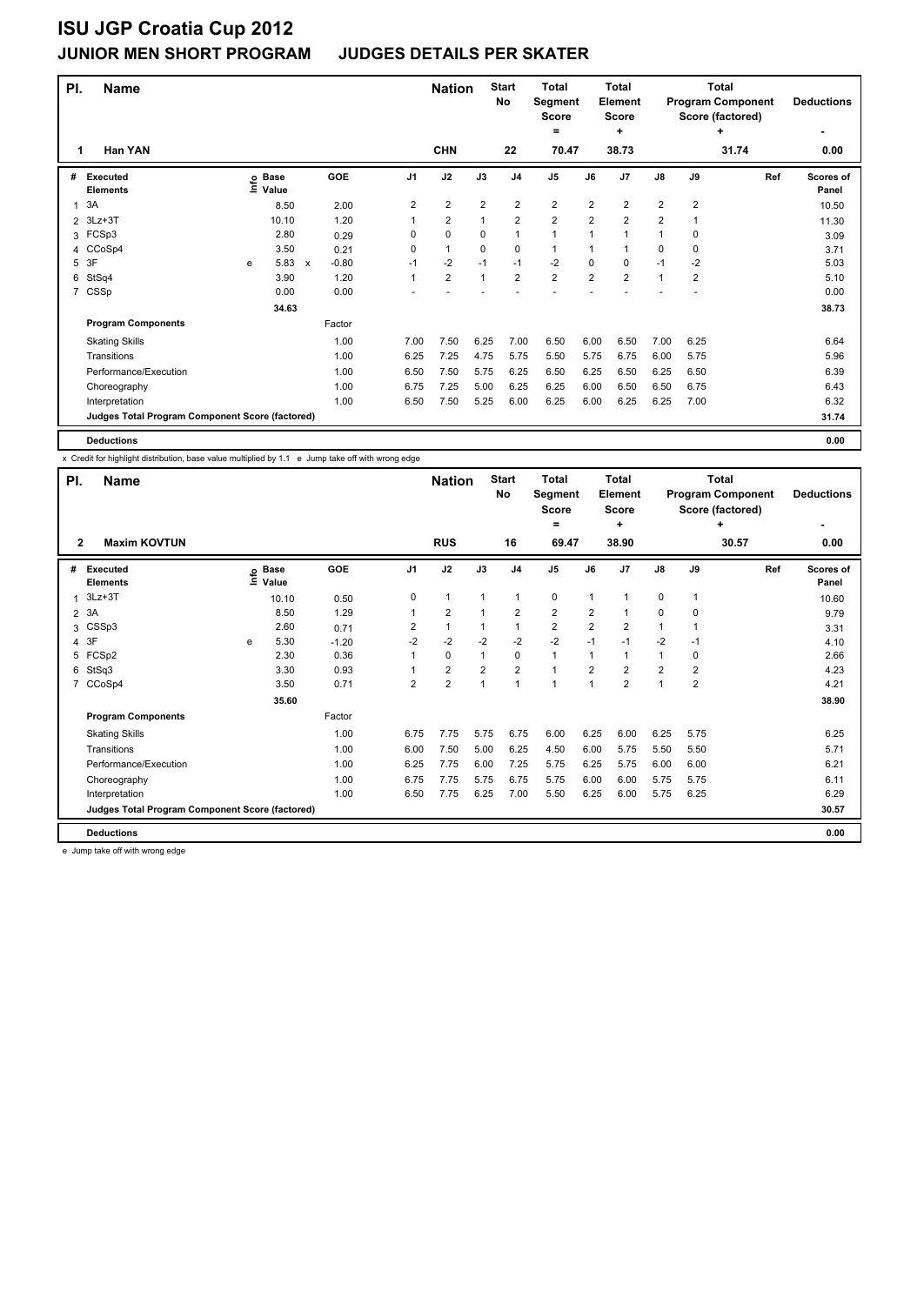# ISU JGP Croatia Cup 2012

## JUNIOR MEN SHORT PROGRAM JUDGES DETAILS PER SKATER

| Pl. | Name | Nation | Start No | Total Segment Score = | Total Element Score + | Total Program Component Score (factored) + | Deductions - |
|---|---|---|---|---|---|---|---|
| 1 | Han YAN | CHN | 22 | 70.47 | 38.73 | 31.74 | 0.00 |

| # | Executed Elements | Info | Base Value | | GOE | J1 | J2 | J3 | J4 | J5 | J6 | J7 | J8 | J9 | Ref | Scores of Panel |
|---|---|---|---|---|---|---|---|---|---|---|---|---|---|---|---|---|
| 1 | 3A | | 8.50 | | 2.00 | 2 | 2 | 2 | 2 | 2 | 2 | 2 | 2 | 2 | | 10.50 |
| 2 | 3Lz+3T | | 10.10 | | 1.20 | 1 | 2 | 1 | 2 | 2 | 2 | 2 | 2 | 1 | | 11.30 |
| 3 | FCSp3 | | 2.80 | | 0.29 | 0 | 0 | 0 | 1 | 1 | 1 | 1 | 1 | 0 | | 3.09 |
| 4 | CCoSp4 | | 3.50 | | 0.21 | 0 | 1 | 0 | 0 | 1 | 1 | 1 | 0 | 0 | | 3.71 |
| 5 | 3F | e | 5.83 | x | -0.80 | -1 | -2 | -1 | -1 | -2 | 0 | 0 | -1 | -2 | | 5.03 |
| 6 | StSq4 | | 3.90 | | 1.20 | 1 | 2 | 1 | 2 | 2 | 2 | 2 | 1 | 2 | | 5.10 |
| 7 | CSSp | | 0.00 | | 0.00 | - | - | - | - | - | - | - | - | - | | 0.00 |
| | | | 34.63 | | | | | | | | | | | | | 38.73 |

| Program Components | Factor | J1 | J2 | J3 | J4 | J5 | J6 | J7 | J8 | J9 | Scores of Panel |
|---|---|---|---|---|---|---|---|---|---|---|---|
| Skating Skills | 1.00 | 7.00 | 7.50 | 6.25 | 7.00 | 6.50 | 6.00 | 6.50 | 7.00 | 6.25 | 6.64 |
| Transitions | 1.00 | 6.25 | 7.25 | 4.75 | 5.75 | 5.50 | 5.75 | 6.75 | 6.00 | 5.75 | 5.96 |
| Performance/Execution | 1.00 | 6.50 | 7.50 | 5.75 | 6.25 | 6.50 | 6.25 | 6.50 | 6.25 | 6.50 | 6.39 |
| Choreography | 1.00 | 6.75 | 7.25 | 5.00 | 6.25 | 6.25 | 6.00 | 6.50 | 6.50 | 6.75 | 6.43 |
| Interpretation | 1.00 | 6.50 | 7.50 | 5.25 | 6.00 | 6.25 | 6.00 | 6.25 | 6.25 | 7.00 | 6.32 |
| Judges Total Program Component Score (factored) | | | | | | | | | | | 31.74 |

**Deductions** 0.00

x Credit for highlight distribution, base value multiplied by 1.1 e Jump take off with wrong edge

| Pl. | Name | Nation | Start No | Total Segment Score = | Total Element Score + | Total Program Component Score (factored) + | Deductions - |
|---|---|---|---|---|---|---|---|
| 2 | Maxim KOVTUN | RUS | 16 | 69.47 | 38.90 | 30.57 | 0.00 |

| # | Executed Elements | Info | Base Value | GOE | J1 | J2 | J3 | J4 | J5 | J6 | J7 | J8 | J9 | Ref | Scores of Panel |
|---|---|---|---|---|---|---|---|---|---|---|---|---|---|---|---|
| 1 | 3Lz+3T | | 10.10 | 0.50 | 0 | 1 | 1 | 1 | 0 | 1 | 1 | 0 | 1 | | 10.60 |
| 2 | 3A | | 8.50 | 1.29 | 1 | 2 | 1 | 2 | 2 | 2 | 1 | 0 | 0 | | 9.79 |
| 3 | CSSp3 | | 2.60 | 0.71 | 2 | 1 | 1 | 1 | 2 | 2 | 2 | 1 | 1 | | 3.31 |
| 4 | 3F | e | 5.30 | -1.20 | -2 | -2 | -2 | -2 | -2 | -1 | -1 | -2 | -1 | | 4.10 |
| 5 | FCSp2 | | 2.30 | 0.36 | 1 | 0 | 1 | 0 | 1 | 1 | 1 | 1 | 0 | | 2.66 |
| 6 | StSq3 | | 3.30 | 0.93 | 1 | 2 | 2 | 2 | 1 | 2 | 2 | 2 | 2 | | 4.23 |
| 7 | CCoSp4 | | 3.50 | 0.71 | 2 | 2 | 1 | 1 | 1 | 1 | 2 | 1 | 2 | | 4.21 |
| | | | 35.60 | | | | | | | | | | | | 38.90 |

| Program Components | Factor | J1 | J2 | J3 | J4 | J5 | J6 | J7 | J8 | J9 | Scores of Panel |
|---|---|---|---|---|---|---|---|---|---|---|---|
| Skating Skills | 1.00 | 6.75 | 7.75 | 5.75 | 6.75 | 6.00 | 6.25 | 6.00 | 6.25 | 5.75 | 6.25 |
| Transitions | 1.00 | 6.00 | 7.50 | 5.00 | 6.25 | 4.50 | 6.00 | 5.75 | 5.50 | 5.50 | 5.71 |
| Performance/Execution | 1.00 | 6.25 | 7.75 | 6.00 | 7.25 | 5.75 | 6.25 | 5.75 | 6.00 | 6.00 | 6.21 |
| Choreography | 1.00 | 6.75 | 7.75 | 5.75 | 6.75 | 5.75 | 6.00 | 6.00 | 5.75 | 5.75 | 6.11 |
| Interpretation | 1.00 | 6.50 | 7.75 | 6.25 | 7.00 | 5.50 | 6.25 | 6.00 | 5.75 | 6.25 | 6.29 |
| Judges Total Program Component Score (factored) | | | | | | | | | | | 30.57 |

**Deductions** 0.00

e Jump take off with wrong edge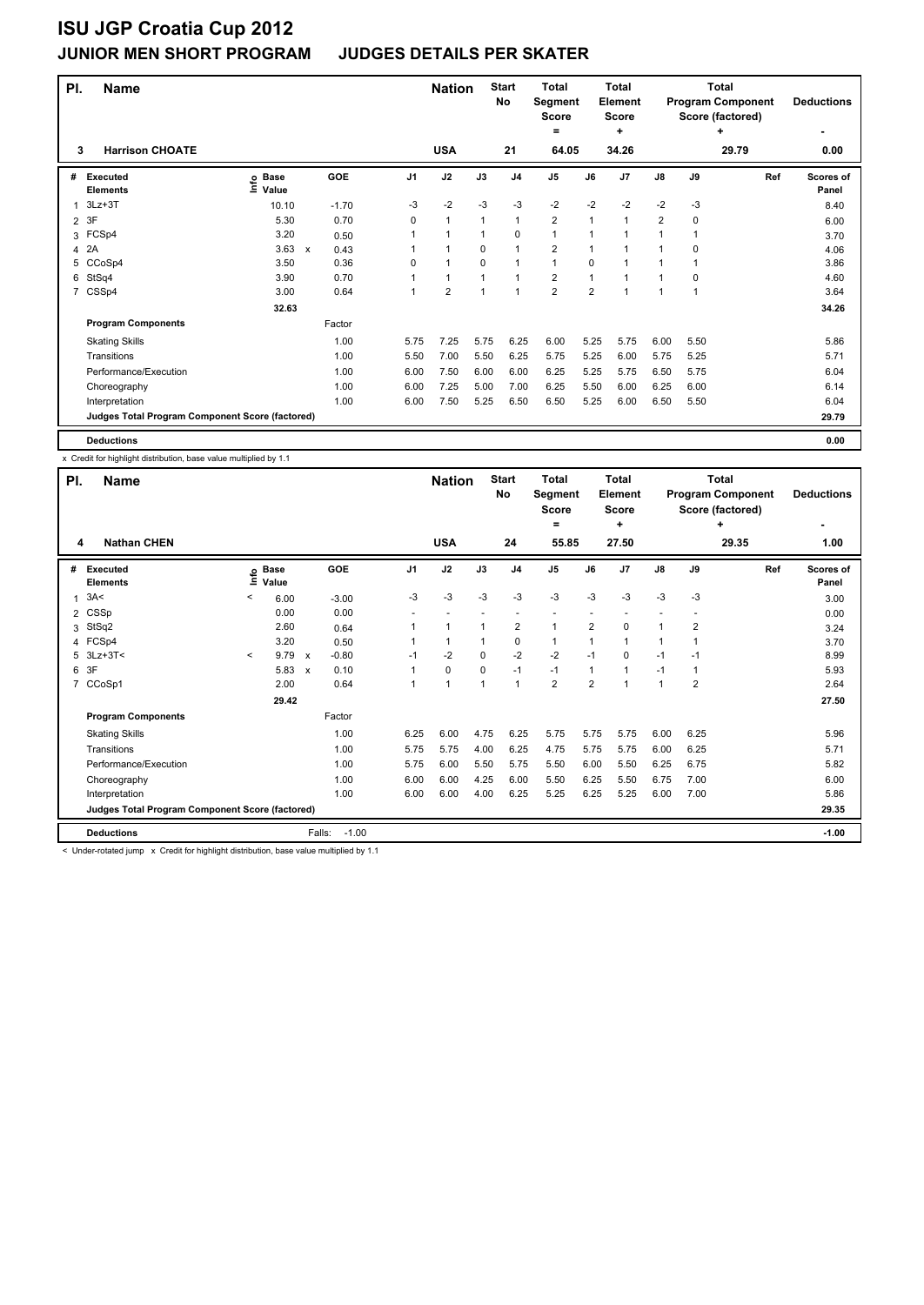# ISU JGP Croatia Cup 2012

## JUNIOR MEN SHORT PROGRAM JUDGES DETAILS PER SKATER

| Pl. | Name | Nation | Start No | Total Segment Score = | Total Element Score + | Total Program Component Score (factored) + | Deductions - |
|---|---|---|---|---|---|---|---|
| 3 | Harrison CHOATE | USA | 21 | 64.05 | 34.26 | 29.79 | 0.00 |

| # | Executed Elements | Info | Base Value | | GOE | J1 | J2 | J3 | J4 | J5 | J6 | J7 | J8 | J9 | Ref | Scores of Panel |
|---|---|---|---|---|---|---|---|---|---|---|---|---|---|---|---|---|
| 1 | 3Lz+3T | | 10.10 | | -1.70 | -3 | -2 | -3 | -3 | -2 | -2 | -2 | -2 | -3 | | 8.40 |
| 2 | 3F | | 5.30 | | 0.70 | 0 | 1 | 1 | 1 | 2 | 1 | 1 | 2 | 0 | | 6.00 |
| 3 | FCSp4 | | 3.20 | | 0.50 | 1 | 1 | 1 | 0 | 1 | 1 | 1 | 1 | 1 | | 3.70 |
| 4 | 2A | | 3.63 | x | 0.43 | 1 | 1 | 0 | 1 | 2 | 1 | 1 | 1 | 0 | | 4.06 |
| 5 | CCoSp4 | | 3.50 | | 0.36 | 0 | 1 | 0 | 1 | 1 | 0 | 1 | 1 | 1 | | 3.86 |
| 6 | StSq4 | | 3.90 | | 0.70 | 1 | 1 | 1 | 1 | 2 | 1 | 1 | 1 | 0 | | 4.60 |
| 7 | CSSp4 | | 3.00 | | 0.64 | 1 | 2 | 1 | 1 | 2 | 2 | 1 | 1 | 1 | | 3.64 |
| | | | 32.63 | | | | | | | | | | | | | 34.26 |
| | **Program Components** | | | | Factor | | | | | | | | | | | |
| | Skating Skills | | | | 1.00 | 5.75 | 7.25 | 5.75 | 6.25 | 6.00 | 5.25 | 5.75 | 6.00 | 5.50 | | 5.86 |
| | Transitions | | | | 1.00 | 5.50 | 7.00 | 5.50 | 6.25 | 5.75 | 5.25 | 6.00 | 5.75 | 5.25 | | 5.71 |
| | Performance/Execution | | | | 1.00 | 6.00 | 7.50 | 6.00 | 6.00 | 6.25 | 5.25 | 5.75 | 6.50 | 5.75 | | 6.04 |
| | Choreography | | | | 1.00 | 6.00 | 7.25 | 5.00 | 7.00 | 6.25 | 5.50 | 6.00 | 6.25 | 6.00 | | 6.14 |
| | Interpretation | | | | 1.00 | 6.00 | 7.50 | 5.25 | 6.50 | 6.50 | 5.25 | 6.00 | 6.50 | 5.50 | | 6.04 |
| | **Judges Total Program Component Score (factored)** | | | | | | | | | | | | | | | 29.79 |
| | **Deductions** | | | | | | | | | | | | | | | 0.00 |

x Credit for highlight distribution, base value multiplied by 1.1

| Pl. | Name | Nation | Start No | Total Segment Score = | Total Element Score + | Total Program Component Score (factored) + | Deductions - |
|---|---|---|---|---|---|---|---|
| 4 | Nathan CHEN | USA | 24 | 55.85 | 27.50 | 29.35 | 1.00 |

| # | Executed Elements | Info | Base Value | | GOE | J1 | J2 | J3 | J4 | J5 | J6 | J7 | J8 | J9 | Ref | Scores of Panel |
|---|---|---|---|---|---|---|---|---|---|---|---|---|---|---|---|---|
| 1 | 3A< | < | 6.00 | | -3.00 | -3 | -3 | -3 | -3 | -3 | -3 | -3 | -3 | -3 | | 3.00 |
| 2 | CSSp | | 0.00 | | 0.00 | - | - | - | - | - | - | - | - | - | | 0.00 |
| 3 | StSq2 | | 2.60 | | 0.64 | 1 | 1 | 1 | 2 | 1 | 2 | 0 | 1 | 2 | | 3.24 |
| 4 | FCSp4 | | 3.20 | | 0.50 | 1 | 1 | 1 | 0 | 1 | 1 | 1 | 1 | 1 | | 3.70 |
| 5 | 3Lz+3T< | < | 9.79 | x | -0.80 | -1 | -2 | 0 | -2 | -2 | -1 | 0 | -1 | -1 | | 8.99 |
| 6 | 3F | | 5.83 | x | 0.10 | 1 | 0 | 0 | -1 | -1 | 1 | 1 | -1 | 1 | | 5.93 |
| 7 | CCoSp1 | | 2.00 | | 0.64 | 1 | 1 | 1 | 1 | 2 | 2 | 1 | 1 | 2 | | 2.64 |
| | | | 29.42 | | | | | | | | | | | | | 27.50 |
| | **Program Components** | | | | Factor | | | | | | | | | | | |
| | Skating Skills | | | | 1.00 | 6.25 | 6.00 | 4.75 | 6.25 | 5.75 | 5.75 | 5.75 | 6.00 | 6.25 | | 5.96 |
| | Transitions | | | | 1.00 | 5.75 | 5.75 | 4.00 | 6.25 | 4.75 | 5.75 | 5.75 | 6.00 | 6.25 | | 5.71 |
| | Performance/Execution | | | | 1.00 | 5.75 | 6.00 | 5.50 | 5.75 | 5.50 | 6.00 | 5.50 | 6.25 | 6.75 | | 5.82 |
| | Choreography | | | | 1.00 | 6.00 | 6.00 | 4.25 | 6.00 | 5.50 | 6.25 | 5.50 | 6.75 | 7.00 | | 6.00 |
| | Interpretation | | | | 1.00 | 6.00 | 6.00 | 4.00 | 6.25 | 5.25 | 6.25 | 5.25 | 6.00 | 7.00 | | 5.86 |
| | **Judges Total Program Component Score (factored)** | | | | | | | | | | | | | | | 29.35 |
| | **Deductions** | | | | Falls: -1.00 | | | | | | | | | | | -1.00 |

< Under-rotated jump x Credit for highlight distribution, base value multiplied by 1.1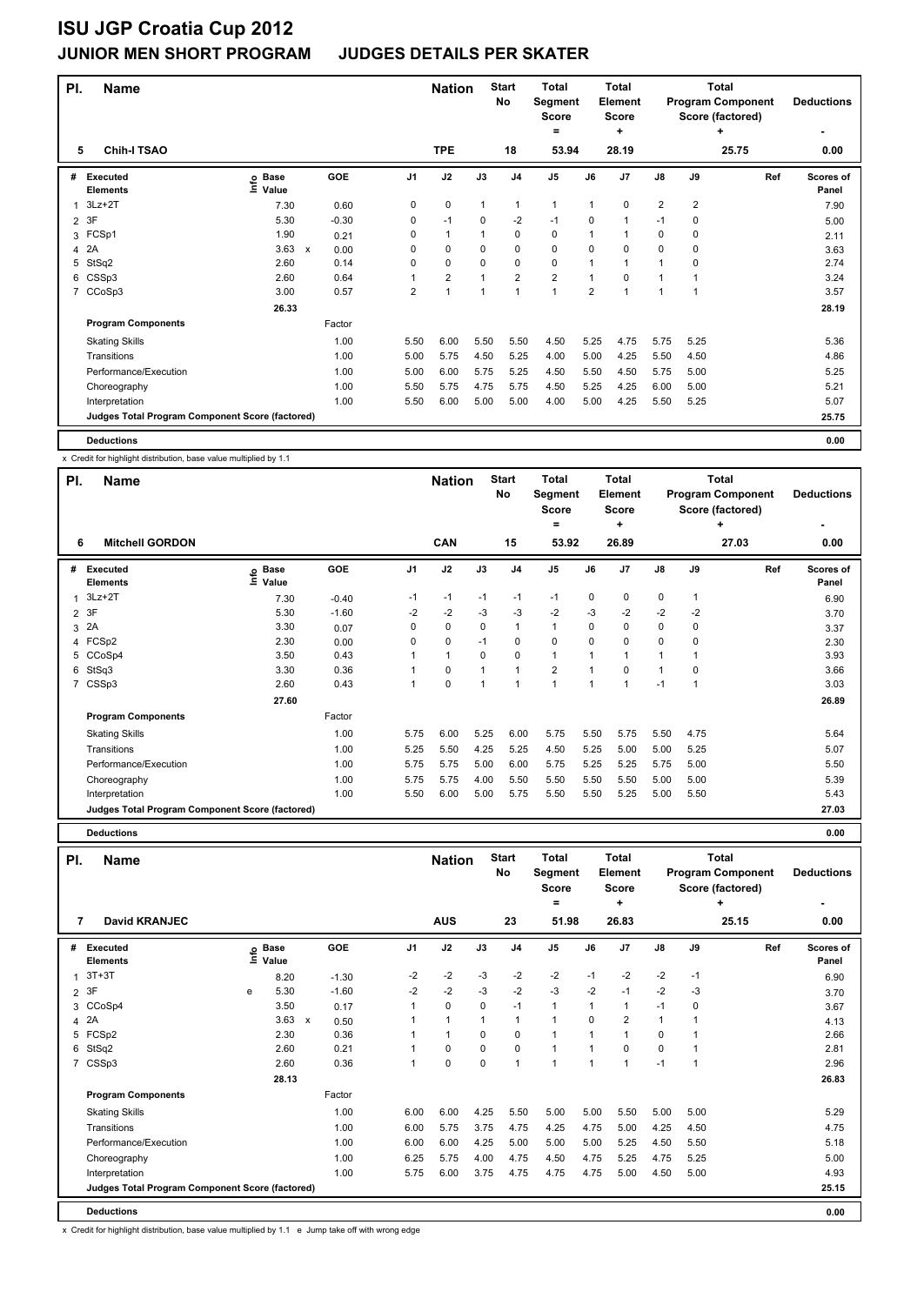# ISU JGP Croatia Cup 2012

## JUNIOR MEN SHORT PROGRAM JUDGES DETAILS PER SKATER

| Pl. | Name | Nation | Start No | Total Segment Score = | Total Element Score + | Total Program Component Score (factored) + | Deductions - |
|---|---|---|---|---|---|---|---|
| 5 | Chih-I TSAO | TPE | 18 | 53.94 | 28.19 | 25.75 | 0.00 |

| # | Executed Elements | Info | Base Value | | GOE | J1 | J2 | J3 | J4 | J5 | J6 | J7 | J8 | J9 | Ref | Scores of Panel |
|---|---|---|---|---|---|---|---|---|---|---|---|---|---|---|---|---|
| 1 | 3Lz+2T | | 7.30 | | 0.60 | 0 | 0 | 1 | 1 | 1 | 1 | 0 | 2 | 2 | | 7.90 |
| 2 | 3F | | 5.30 | | -0.30 | 0 | -1 | 0 | -2 | -1 | 0 | 1 | -1 | 0 | | 5.00 |
| 3 | FCSp1 | | 1.90 | | 0.21 | 0 | 1 | 1 | 0 | 0 | 1 | 1 | 0 | 0 | | 2.11 |
| 4 | 2A | | 3.63 | x | 0.00 | 0 | 0 | 0 | 0 | 0 | 0 | 0 | 0 | 0 | | 3.63 |
| 5 | StSq2 | | 2.60 | | 0.14 | 0 | 0 | 0 | 0 | 0 | 1 | 1 | 1 | 0 | | 2.74 |
| 6 | CSSp3 | | 2.60 | | 0.64 | 1 | 2 | 1 | 2 | 2 | 1 | 0 | 1 | 1 | | 3.24 |
| 7 | CCoSp3 | | 3.00 | | 0.57 | 2 | 1 | 1 | 1 | 1 | 2 | 1 | 1 | 1 | | 3.57 |
| | | | 26.33 | | | | | | | | | | | | | 28.19 |
| | **Program Components** | | | | Factor | | | | | | | | | | | |
| | Skating Skills | | | | 1.00 | 5.50 | 6.00 | 5.50 | 5.50 | 4.50 | 5.25 | 4.75 | 5.75 | 5.25 | | 5.36 |
| | Transitions | | | | 1.00 | 5.00 | 5.75 | 4.50 | 5.25 | 4.00 | 5.00 | 4.25 | 5.50 | 4.50 | | 4.86 |
| | Performance/Execution | | | | 1.00 | 5.00 | 6.00 | 5.75 | 5.25 | 4.50 | 5.50 | 4.50 | 5.75 | 5.00 | | 5.25 |
| | Choreography | | | | 1.00 | 5.50 | 5.75 | 4.75 | 5.75 | 4.50 | 5.25 | 4.25 | 6.00 | 5.00 | | 5.21 |
| | Interpretation | | | | 1.00 | 5.50 | 6.00 | 5.00 | 5.00 | 4.00 | 5.00 | 4.25 | 5.50 | 5.25 | | 5.07 |
| | Judges Total Program Component Score (factored) | | | | | | | | | | | | | | | 25.75 |
| | **Deductions** | | | | | | | | | | | | | | | 0.00 |

x Credit for highlight distribution, base value multiplied by 1.1

| Pl. | Name | Nation | Start No | Total Segment Score = | Total Element Score + | Total Program Component Score (factored) + | Deductions - |
|---|---|---|---|---|---|---|---|
| 6 | Mitchell GORDON | CAN | 15 | 53.92 | 26.89 | 27.03 | 0.00 |

| # | Executed Elements | Info | Base Value | | GOE | J1 | J2 | J3 | J4 | J5 | J6 | J7 | J8 | J9 | Ref | Scores of Panel |
|---|---|---|---|---|---|---|---|---|---|---|---|---|---|---|---|---|
| 1 | 3Lz+2T | | 7.30 | | -0.40 | -1 | -1 | -1 | -1 | -1 | 0 | 0 | 0 | 1 | | 6.90 |
| 2 | 3F | | 5.30 | | -1.60 | -2 | -2 | -3 | -3 | -2 | -3 | -2 | -2 | -2 | | 3.70 |
| 3 | 2A | | 3.30 | | 0.07 | 0 | 0 | 0 | 1 | 1 | 0 | 0 | 0 | 0 | | 3.37 |
| 4 | FCSp2 | | 2.30 | | 0.00 | 0 | 0 | -1 | 0 | 0 | 0 | 0 | 0 | 0 | | 2.30 |
| 5 | CCoSp4 | | 3.50 | | 0.43 | 1 | 1 | 0 | 0 | 1 | 1 | 1 | 1 | 1 | | 3.93 |
| 6 | StSq3 | | 3.30 | | 0.36 | 1 | 0 | 1 | 1 | 2 | 1 | 0 | 1 | 0 | | 3.66 |
| 7 | CSSp3 | | 2.60 | | 0.43 | 1 | 0 | 1 | 1 | 1 | 1 | 1 | -1 | 1 | | 3.03 |
| | | | 27.60 | | | | | | | | | | | | | 26.89 |
| | **Program Components** | | | | Factor | | | | | | | | | | | |
| | Skating Skills | | | | 1.00 | 5.75 | 6.00 | 5.25 | 6.00 | 5.75 | 5.50 | 5.75 | 5.50 | 4.75 | | 5.64 |
| | Transitions | | | | 1.00 | 5.25 | 5.50 | 4.25 | 5.25 | 4.50 | 5.25 | 5.00 | 5.00 | 5.25 | | 5.07 |
| | Performance/Execution | | | | 1.00 | 5.75 | 5.75 | 5.00 | 6.00 | 5.75 | 5.25 | 5.25 | 5.75 | 5.00 | | 5.50 |
| | Choreography | | | | 1.00 | 5.75 | 5.75 | 4.00 | 5.50 | 5.50 | 5.50 | 5.50 | 5.00 | 5.00 | | 5.39 |
| | Interpretation | | | | 1.00 | 5.50 | 6.00 | 5.00 | 5.75 | 5.50 | 5.50 | 5.25 | 5.00 | 5.50 | | 5.43 |
| | Judges Total Program Component Score (factored) | | | | | | | | | | | | | | | 27.03 |
| | **Deductions** | | | | | | | | | | | | | | | 0.00 |

| Pl. | Name | Nation | Start No | Total Segment Score = | Total Element Score + | Total Program Component Score (factored) + | Deductions - |
|---|---|---|---|---|---|---|---|
| 7 | David KRANJEC | AUS | 23 | 51.98 | 26.83 | 25.15 | 0.00 |

| # | Executed Elements | Info | Base Value | | GOE | J1 | J2 | J3 | J4 | J5 | J6 | J7 | J8 | J9 | Ref | Scores of Panel |
|---|---|---|---|---|---|---|---|---|---|---|---|---|---|---|---|---|
| 1 | 3T+3T | | 8.20 | | -1.30 | -2 | -2 | -3 | -2 | -2 | -1 | -2 | -2 | -1 | | 6.90 |
| 2 | 3F | e | 5.30 | | -1.60 | -2 | -2 | -3 | -2 | -3 | -2 | -1 | -2 | -3 | | 3.70 |
| 3 | CCoSp4 | | 3.50 | | 0.17 | 1 | 0 | 0 | -1 | 1 | 1 | 1 | -1 | 0 | | 3.67 |
| 4 | 2A | | 3.63 | x | 0.50 | 1 | 1 | 1 | 1 | 1 | 0 | 2 | 1 | 1 | | 4.13 |
| 5 | FCSp2 | | 2.30 | | 0.36 | 1 | 1 | 0 | 0 | 1 | 1 | 1 | 0 | 1 | | 2.66 |
| 6 | StSq2 | | 2.60 | | 0.21 | 1 | 0 | 0 | 0 | 1 | 1 | 0 | 0 | 1 | | 2.81 |
| 7 | CSSp3 | | 2.60 | | 0.36 | 1 | 0 | 0 | 1 | 1 | 1 | 1 | -1 | 1 | | 2.96 |
| | | | 28.13 | | | | | | | | | | | | | 26.83 |
| | **Program Components** | | | | Factor | | | | | | | | | | | |
| | Skating Skills | | | | 1.00 | 6.00 | 6.00 | 4.25 | 5.50 | 5.00 | 5.00 | 5.50 | 5.00 | 5.00 | | 5.29 |
| | Transitions | | | | 1.00 | 6.00 | 5.75 | 3.75 | 4.75 | 4.25 | 4.75 | 5.00 | 4.25 | 4.50 | | 4.75 |
| | Performance/Execution | | | | 1.00 | 6.00 | 6.00 | 4.25 | 5.00 | 5.00 | 5.00 | 5.25 | 4.50 | 5.50 | | 5.18 |
| | Choreography | | | | 1.00 | 6.25 | 5.75 | 4.00 | 4.75 | 4.50 | 4.75 | 5.25 | 4.75 | 5.25 | | 5.00 |
| | Interpretation | | | | 1.00 | 5.75 | 6.00 | 3.75 | 4.75 | 4.75 | 4.75 | 5.00 | 4.50 | 5.00 | | 4.93 |
| | Judges Total Program Component Score (factored) | | | | | | | | | | | | | | | 25.15 |
| | **Deductions** | | | | | | | | | | | | | | | 0.00 |

x Credit for highlight distribution, base value multiplied by 1.1 e Jump take off with wrong edge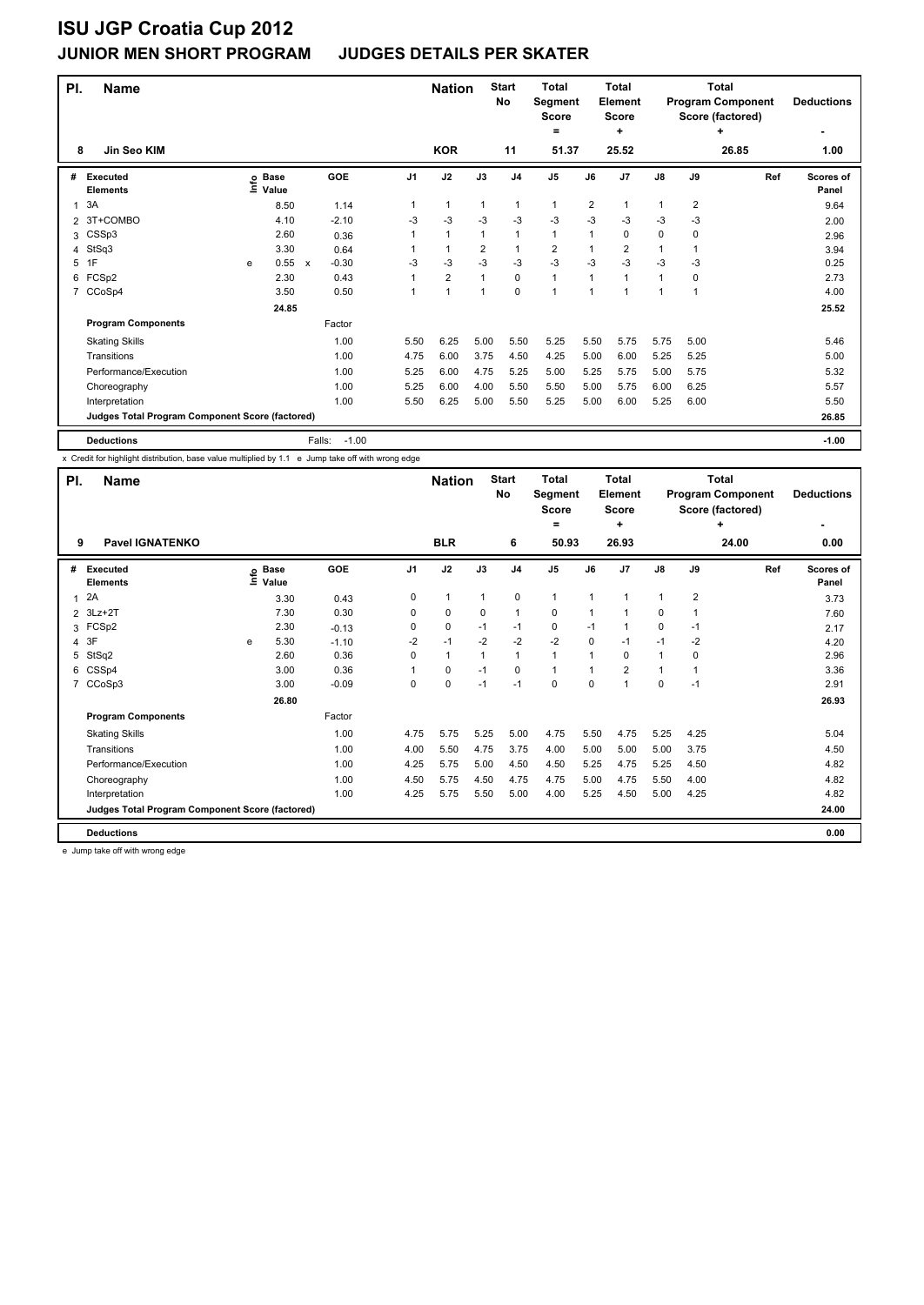# ISU JGP Croatia Cup 2012

## JUNIOR MEN SHORT PROGRAM JUDGES DETAILS PER SKATER

| Pl. | Name | Nation | Start No | Total Segment Score = | Total Element Score + | Total Program Component Score (factored) + | Deductions - |
|---|---|---|---|---|---|---|---|
| 8 | Jin Seo KIM | KOR | 11 | 51.37 | 25.52 | 26.85 | 1.00 |

| # | Executed Elements | Info | Base Value | | GOE | J1 | J2 | J3 | J4 | J5 | J6 | J7 | J8 | J9 | Ref | Scores of Panel |
|---|---|---|---|---|---|---|---|---|---|---|---|---|---|---|---|---|
| 1 | 3A | | 8.50 | | 1.14 | 1 | 1 | 1 | 1 | 1 | 2 | 1 | 1 | 2 | | 9.64 |
| 2 | 3T+COMBO | | 4.10 | | -2.10 | -3 | -3 | -3 | -3 | -3 | -3 | -3 | -3 | -3 | | 2.00 |
| 3 | CSSp3 | | 2.60 | | 0.36 | 1 | 1 | 1 | 1 | 1 | 1 | 0 | 0 | 0 | | 2.96 |
| 4 | StSq3 | | 3.30 | | 0.64 | 1 | 1 | 2 | 1 | 2 | 1 | 2 | 1 | 1 | | 3.94 |
| 5 | 1F | e | 0.55 | x | -0.30 | -3 | -3 | -3 | -3 | -3 | -3 | -3 | -3 | -3 | | 0.25 |
| 6 | FCSp2 | | 2.30 | | 0.43 | 1 | 2 | 1 | 0 | 1 | 1 | 1 | 1 | 0 | | 2.73 |
| 7 | CCoSp4 | | 3.50 | | 0.50 | 1 | 1 | 1 | 0 | 1 | 1 | 1 | 1 | 1 | | 4.00 |
| | | | 24.85 | | | | | | | | | | | | | 25.52 |
| | **Program Components** | | | | Factor | | | | | | | | | | | |
| | Skating Skills | | | | 1.00 | 5.50 | 6.25 | 5.00 | 5.50 | 5.25 | 5.50 | 5.75 | 5.75 | 5.00 | | 5.46 |
| | Transitions | | | | 1.00 | 4.75 | 6.00 | 3.75 | 4.50 | 4.25 | 5.00 | 6.00 | 5.25 | 5.25 | | 5.00 |
| | Performance/Execution | | | | 1.00 | 5.25 | 6.00 | 4.75 | 5.25 | 5.00 | 5.25 | 5.75 | 5.00 | 5.75 | | 5.32 |
| | Choreography | | | | 1.00 | 5.25 | 6.00 | 4.00 | 5.50 | 5.50 | 5.00 | 5.75 | 6.00 | 6.25 | | 5.57 |
| | Interpretation | | | | 1.00 | 5.50 | 6.25 | 5.00 | 5.50 | 5.25 | 5.00 | 6.00 | 5.25 | 6.00 | | 5.50 |
| | **Judges Total Program Component Score (factored)** | | | | | | | | | | | | | | | 26.85 |
| | **Deductions** | | | | Falls: -1.00 | | | | | | | | | | | -1.00 |

x Credit for highlight distribution, base value multiplied by 1.1 e Jump take off with wrong edge

| Pl. | Name | Nation | Start No | Total Segment Score = | Total Element Score + | Total Program Component Score (factored) + | Deductions - |
|---|---|---|---|---|---|---|---|
| 9 | Pavel IGNATENKO | BLR | 6 | 50.93 | 26.93 | 24.00 | 0.00 |

| # | Executed Elements | Info | Base Value | GOE | J1 | J2 | J3 | J4 | J5 | J6 | J7 | J8 | J9 | Ref | Scores of Panel |
|---|---|---|---|---|---|---|---|---|---|---|---|---|---|---|---|
| 1 | 2A | | 3.30 | 0.43 | 0 | 1 | 1 | 0 | 1 | 1 | 1 | 1 | 2 | | 3.73 |
| 2 | 3Lz+2T | | 7.30 | 0.30 | 0 | 0 | 0 | 1 | 0 | 1 | 1 | 0 | 1 | | 7.60 |
| 3 | FCSp2 | | 2.30 | -0.13 | 0 | 0 | -1 | -1 | 0 | -1 | 1 | 0 | -1 | | 2.17 |
| 4 | 3F | e | 5.30 | -1.10 | -2 | -1 | -2 | -2 | -2 | 0 | -1 | -1 | -2 | | 4.20 |
| 5 | StSq2 | | 2.60 | 0.36 | 0 | 1 | 1 | 1 | 1 | 1 | 0 | 1 | 0 | | 2.96 |
| 6 | CSSp4 | | 3.00 | 0.36 | 1 | 0 | -1 | 0 | 1 | 1 | 2 | 1 | 1 | | 3.36 |
| 7 | CCoSp3 | | 3.00 | -0.09 | 0 | 0 | -1 | -1 | 0 | 0 | 1 | 0 | -1 | | 2.91 |
| | | | 26.80 | | | | | | | | | | | | 26.93 |
| | **Program Components** | | | Factor | | | | | | | | | | | |
| | Skating Skills | | | 1.00 | 4.75 | 5.75 | 5.25 | 5.00 | 4.75 | 5.50 | 4.75 | 5.25 | 4.25 | | 5.04 |
| | Transitions | | | 1.00 | 4.00 | 5.50 | 4.75 | 3.75 | 4.00 | 5.00 | 5.00 | 5.00 | 3.75 | | 4.50 |
| | Performance/Execution | | | 1.00 | 4.25 | 5.75 | 5.00 | 4.50 | 4.50 | 5.25 | 4.75 | 5.25 | 4.50 | | 4.82 |
| | Choreography | | | 1.00 | 4.50 | 5.75 | 4.50 | 4.75 | 4.75 | 5.00 | 4.75 | 5.50 | 4.00 | | 4.82 |
| | Interpretation | | | 1.00 | 4.25 | 5.75 | 5.50 | 5.00 | 4.00 | 5.25 | 4.50 | 5.00 | 4.25 | | 4.82 |
| | **Judges Total Program Component Score (factored)** | | | | | | | | | | | | | | 24.00 |
| | **Deductions** | | | | | | | | | | | | | | 0.00 |

e Jump take off with wrong edge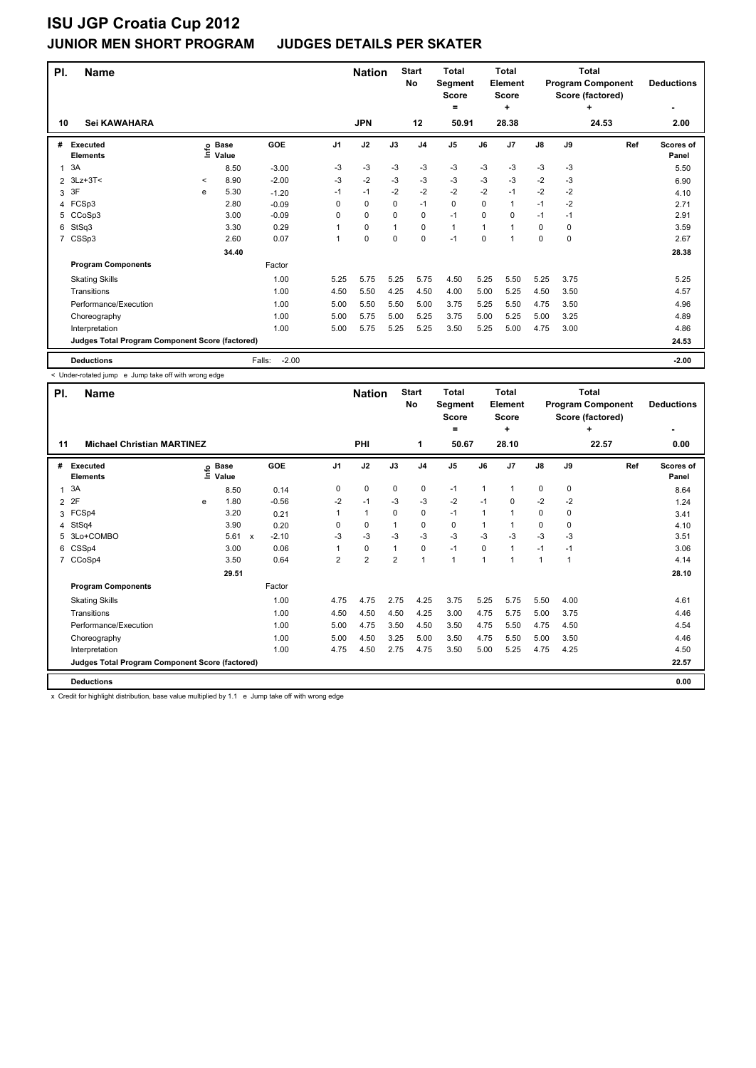# ISU JGP Croatia Cup 2012

## JUNIOR MEN SHORT PROGRAM JUDGES DETAILS PER SKATER

| Pl. | Name | Nation | Start No | Total Segment Score = | Total Element Score + | Total Program Component Score (factored) + | Deductions - |
|---|---|---|---|---|---|---|---|
| 10 | Sei KAWAHARA | JPN | 12 | 50.91 | 28.38 | 24.53 | 2.00 |

| # | Executed Elements | Info | Base Value | GOE | J1 | J2 | J3 | J4 | J5 | J6 | J7 | J8 | J9 | Ref | Scores of Panel |
|---|---|---|---|---|---|---|---|---|---|---|---|---|---|---|---|
| 1 | 3A | | 8.50 | -3.00 | -3 | -3 | -3 | -3 | -3 | -3 | -3 | -3 | -3 | | 5.50 |
| 2 | 3Lz+3T< | < | 8.90 | -2.00 | -3 | -2 | -3 | -3 | -3 | -3 | -3 | -2 | -3 | | 6.90 |
| 3 | 3F | e | 5.30 | -1.20 | -1 | -1 | -2 | -2 | -2 | -2 | -1 | -2 | -2 | | 4.10 |
| 4 | FCSp3 | | 2.80 | -0.09 | 0 | 0 | 0 | -1 | 0 | 0 | 1 | -1 | -2 | | 2.71 |
| 5 | CCoSp3 | | 3.00 | -0.09 | 0 | 0 | 0 | 0 | -1 | 0 | 0 | -1 | -1 | | 2.91 |
| 6 | StSq3 | | 3.30 | 0.29 | 1 | 0 | 1 | 0 | 1 | 1 | 1 | 0 | 0 | | 3.59 |
| 7 | CSSp3 | | 2.60 | 0.07 | 1 | 0 | 0 | 0 | -1 | 0 | 1 | 0 | 0 | | 2.67 |
| | | | 34.40 | | | | | | | | | | | | 28.38 |
| | **Program Components** | | | Factor | | | | | | | | | | | |
| | Skating Skills | | | 1.00 | 5.25 | 5.75 | 5.25 | 5.75 | 4.50 | 5.25 | 5.50 | 5.25 | 3.75 | | 5.25 |
| | Transitions | | | 1.00 | 4.50 | 5.50 | 4.25 | 4.50 | 4.00 | 5.00 | 5.25 | 4.50 | 3.50 | | 4.57 |
| | Performance/Execution | | | 1.00 | 5.00 | 5.50 | 5.50 | 5.00 | 3.75 | 5.25 | 5.50 | 4.75 | 3.50 | | 4.96 |
| | Choreography | | | 1.00 | 5.00 | 5.75 | 5.00 | 5.25 | 3.75 | 5.00 | 5.25 | 5.00 | 3.25 | | 4.89 |
| | Interpretation | | | 1.00 | 5.00 | 5.75 | 5.25 | 5.25 | 3.50 | 5.25 | 5.00 | 4.75 | 3.00 | | 4.86 |
| | **Judges Total Program Component Score (factored)** | | | | | | | | | | | | | | 24.53 |
| | **Deductions** | | | Falls: -2.00 | | | | | | | | | | | -2.00 |

< Under-rotated jump e Jump take off with wrong edge

| Pl. | Name | Nation | Start No | Total Segment Score = | Total Element Score + | Total Program Component Score (factored) + | Deductions - |
|---|---|---|---|---|---|---|---|
| 11 | Michael Christian MARTINEZ | PHI | 1 | 50.67 | 28.10 | 22.57 | 0.00 |

| # | Executed Elements | Info | Base Value | GOE | J1 | J2 | J3 | J4 | J5 | J6 | J7 | J8 | J9 | Ref | Scores of Panel |
|---|---|---|---|---|---|---|---|---|---|---|---|---|---|---|---|
| 1 | 3A | | 8.50 | 0.14 | 0 | 0 | 0 | 0 | -1 | 1 | 1 | 0 | 0 | | 8.64 |
| 2 | 2F | e | 1.80 | -0.56 | -2 | -1 | -3 | -3 | -2 | -1 | 0 | -2 | -2 | | 1.24 |
| 3 | FCSp4 | | 3.20 | 0.21 | 1 | 1 | 0 | 0 | -1 | 1 | 1 | 0 | 0 | | 3.41 |
| 4 | StSq4 | | 3.90 | 0.20 | 0 | 0 | 1 | 0 | 0 | 1 | 1 | 0 | 0 | | 4.10 |
| 5 | 3Lo+COMBO | | 5.61 x | -2.10 | -3 | -3 | -3 | -3 | -3 | -3 | -3 | -3 | -3 | | 3.51 |
| 6 | CSSp4 | | 3.00 | 0.06 | 1 | 0 | 1 | 0 | -1 | 0 | 1 | -1 | -1 | | 3.06 |
| 7 | CCoSp4 | | 3.50 | 0.64 | 2 | 2 | 2 | 1 | 1 | 1 | 1 | 1 | 1 | | 4.14 |
| | | | 29.51 | | | | | | | | | | | | 28.10 |
| | **Program Components** | | | Factor | | | | | | | | | | | |
| | Skating Skills | | | 1.00 | 4.75 | 4.75 | 2.75 | 4.25 | 3.75 | 5.25 | 5.75 | 5.50 | 4.00 | | 4.61 |
| | Transitions | | | 1.00 | 4.50 | 4.50 | 4.50 | 4.25 | 3.00 | 4.75 | 5.75 | 5.00 | 3.75 | | 4.46 |
| | Performance/Execution | | | 1.00 | 5.00 | 4.75 | 3.50 | 4.50 | 3.50 | 4.75 | 5.50 | 4.75 | 4.50 | | 4.54 |
| | Choreography | | | 1.00 | 5.00 | 4.50 | 3.25 | 5.00 | 3.50 | 4.75 | 5.50 | 5.00 | 3.50 | | 4.46 |
| | Interpretation | | | 1.00 | 4.75 | 4.50 | 2.75 | 4.75 | 3.50 | 5.00 | 5.25 | 4.75 | 4.25 | | 4.50 |
| | **Judges Total Program Component Score (factored)** | | | | | | | | | | | | | | 22.57 |
| | **Deductions** | | | | | | | | | | | | | | 0.00 |

x Credit for highlight distribution, base value multiplied by 1.1 e Jump take off with wrong edge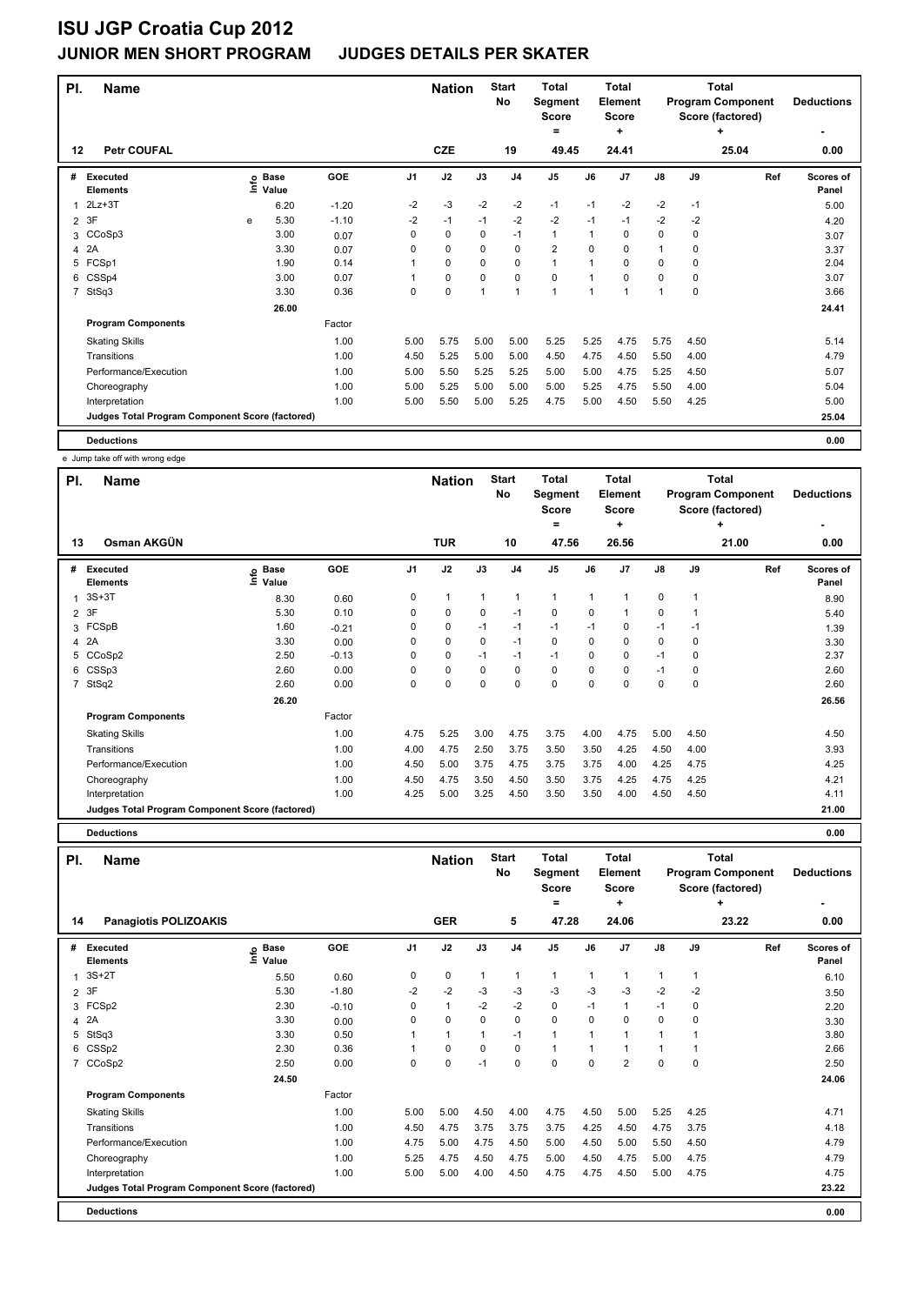# ISU JGP Croatia Cup 2012

## JUNIOR MEN SHORT PROGRAM JUDGES DETAILS PER SKATER

| Pl. | Name | Nation | Start No | Total Segment Score = | Total Element Score + | Total Program Component Score (factored) + | Deductions - |
|---|---|---|---|---|---|---|---|
| 12 | Petr COUFAL | CZE | 19 | 49.45 | 24.41 | 25.04 | 0.00 |

| # | Executed Elements | Info | Base Value | GOE | J1 | J2 | J3 | J4 | J5 | J6 | J7 | J8 | J9 | Ref | Scores of Panel |
|---|---|---|---|---|---|---|---|---|---|---|---|---|---|---|---|
| 1 | 2Lz+3T | | 6.20 | -1.20 | -2 | -3 | -2 | -2 | -1 | -1 | -2 | -2 | -1 | | 5.00 |
| 2 | 3F | e | 5.30 | -1.10 | -2 | -1 | -1 | -2 | -2 | -1 | -1 | -2 | -2 | | 4.20 |
| 3 | CCoSp3 | | 3.00 | 0.07 | 0 | 0 | 0 | -1 | 1 | 1 | 0 | 0 | 0 | | 3.07 |
| 4 | 2A | | 3.30 | 0.07 | 0 | 0 | 0 | 0 | 2 | 0 | 0 | 1 | 0 | | 3.37 |
| 5 | FCSp1 | | 1.90 | 0.14 | 1 | 0 | 0 | 0 | 1 | 1 | 0 | 0 | 0 | | 2.04 |
| 6 | CSSp4 | | 3.00 | 0.07 | 1 | 0 | 0 | 0 | 0 | 1 | 0 | 0 | 0 | | 3.07 |
| 7 | StSq3 | | 3.30 | 0.36 | 0 | 0 | 1 | 1 | 1 | 1 | 1 | 1 | 0 | | 3.66 |
| | | | 26.00 | | | | | | | | | | | | 24.41 |
| | **Program Components** | | | Factor | | | | | | | | | | | |
| | Skating Skills | | | 1.00 | 5.00 | 5.75 | 5.00 | 5.00 | 5.25 | 5.25 | 4.75 | 5.75 | 4.50 | | 5.14 |
| | Transitions | | | 1.00 | 4.50 | 5.25 | 5.00 | 5.00 | 4.50 | 4.75 | 4.50 | 5.50 | 4.00 | | 4.79 |
| | Performance/Execution | | | 1.00 | 5.00 | 5.50 | 5.25 | 5.25 | 5.00 | 5.00 | 4.75 | 5.25 | 4.50 | | 5.07 |
| | Choreography | | | 1.00 | 5.00 | 5.25 | 5.00 | 5.00 | 5.00 | 5.25 | 4.75 | 5.50 | 4.00 | | 5.04 |
| | Interpretation | | | 1.00 | 5.00 | 5.50 | 5.00 | 5.25 | 4.75 | 5.00 | 4.50 | 5.50 | 4.25 | | 5.00 |
| | **Judges Total Program Component Score (factored)** | | | | | | | | | | | | | | 25.04 |
| | **Deductions** | | | | | | | | | | | | | | 0.00 |

e Jump take off with wrong edge

| Pl. | Name | Nation | Start No | Total Segment Score = | Total Element Score + | Total Program Component Score (factored) + | Deductions - |
|---|---|---|---|---|---|---|---|
| 13 | Osman AKGÜN | TUR | 10 | 47.56 | 26.56 | 21.00 | 0.00 |

| # | Executed Elements | Info | Base Value | GOE | J1 | J2 | J3 | J4 | J5 | J6 | J7 | J8 | J9 | Ref | Scores of Panel |
|---|---|---|---|---|---|---|---|---|---|---|---|---|---|---|---|
| 1 | 3S+3T | | 8.30 | 0.60 | 0 | 1 | 1 | 1 | 1 | 1 | 1 | 0 | 1 | | 8.90 |
| 2 | 3F | | 5.30 | 0.10 | 0 | 0 | 0 | -1 | 0 | 0 | 1 | 0 | 1 | | 5.40 |
| 3 | FCSpB | | 1.60 | -0.21 | 0 | 0 | -1 | -1 | -1 | -1 | 0 | -1 | -1 | | 1.39 |
| 4 | 2A | | 3.30 | 0.00 | 0 | 0 | 0 | -1 | 0 | 0 | 0 | 0 | 0 | | 3.30 |
| 5 | CCoSp2 | | 2.50 | -0.13 | 0 | 0 | -1 | -1 | -1 | 0 | 0 | -1 | 0 | | 2.37 |
| 6 | CSSp3 | | 2.60 | 0.00 | 0 | 0 | 0 | 0 | 0 | 0 | 0 | -1 | 0 | | 2.60 |
| 7 | StSq2 | | 2.60 | 0.00 | 0 | 0 | 0 | 0 | 0 | 0 | 0 | 0 | 0 | | 2.60 |
| | | | 26.20 | | | | | | | | | | | | 26.56 |
| | **Program Components** | | | Factor | | | | | | | | | | | |
| | Skating Skills | | | 1.00 | 4.75 | 5.25 | 3.00 | 4.75 | 3.75 | 4.00 | 4.75 | 5.00 | 4.50 | | 4.50 |
| | Transitions | | | 1.00 | 4.00 | 4.75 | 2.50 | 3.75 | 3.50 | 3.50 | 4.25 | 4.50 | 4.00 | | 3.93 |
| | Performance/Execution | | | 1.00 | 4.50 | 5.00 | 3.75 | 4.75 | 3.75 | 3.75 | 4.00 | 4.25 | 4.75 | | 4.25 |
| | Choreography | | | 1.00 | 4.50 | 4.75 | 3.50 | 4.50 | 3.50 | 3.75 | 4.25 | 4.75 | 4.25 | | 4.21 |
| | Interpretation | | | 1.00 | 4.25 | 5.00 | 3.25 | 4.50 | 3.50 | 3.50 | 4.00 | 4.50 | 4.50 | | 4.11 |
| | **Judges Total Program Component Score (factored)** | | | | | | | | | | | | | | 21.00 |
| | **Deductions** | | | | | | | | | | | | | | 0.00 |

| Pl. | Name | Nation | Start No | Total Segment Score = | Total Element Score + | Total Program Component Score (factored) + | Deductions - |
|---|---|---|---|---|---|---|---|
| 14 | Panagiotis POLIZOAKIS | GER | 5 | 47.28 | 24.06 | 23.22 | 0.00 |

| # | Executed Elements | Info | Base Value | GOE | J1 | J2 | J3 | J4 | J5 | J6 | J7 | J8 | J9 | Ref | Scores of Panel |
|---|---|---|---|---|---|---|---|---|---|---|---|---|---|---|---|
| 1 | 3S+2T | | 5.50 | 0.60 | 0 | 0 | 1 | 1 | 1 | 1 | 1 | 1 | 1 | | 6.10 |
| 2 | 3F | | 5.30 | -1.80 | -2 | -2 | -3 | -3 | -3 | -3 | -3 | -2 | -2 | | 3.50 |
| 3 | FCSp2 | | 2.30 | -0.10 | 0 | 1 | -2 | -2 | 0 | -1 | 1 | -1 | 0 | | 2.20 |
| 4 | 2A | | 3.30 | 0.00 | 0 | 0 | 0 | 0 | 0 | 0 | 0 | 0 | 0 | | 3.30 |
| 5 | StSq3 | | 3.30 | 0.50 | 1 | 1 | 1 | -1 | 1 | 1 | 1 | 1 | 1 | | 3.80 |
| 6 | CSSp2 | | 2.30 | 0.36 | 1 | 0 | 0 | 0 | 1 | 1 | 1 | 1 | 1 | | 2.66 |
| 7 | CCoSp2 | | 2.50 | 0.00 | 0 | 0 | -1 | 0 | 0 | 0 | 2 | 0 | 0 | | 2.50 |
| | | | 24.50 | | | | | | | | | | | | 24.06 |
| | **Program Components** | | | Factor | | | | | | | | | | | |
| | Skating Skills | | | 1.00 | 5.00 | 5.00 | 4.50 | 4.00 | 4.75 | 4.50 | 5.00 | 5.25 | 4.25 | | 4.71 |
| | Transitions | | | 1.00 | 4.50 | 4.75 | 3.75 | 3.75 | 3.75 | 4.25 | 4.50 | 4.75 | 3.75 | | 4.18 |
| | Performance/Execution | | | 1.00 | 4.75 | 5.00 | 4.75 | 4.50 | 5.00 | 4.50 | 5.00 | 5.50 | 4.50 | | 4.79 |
| | Choreography | | | 1.00 | 5.25 | 4.75 | 4.50 | 4.75 | 5.00 | 4.50 | 4.75 | 5.00 | 4.75 | | 4.79 |
| | Interpretation | | | 1.00 | 5.00 | 5.00 | 4.00 | 4.50 | 4.75 | 4.75 | 4.50 | 5.00 | 4.75 | | 4.75 |
| | **Judges Total Program Component Score (factored)** | | | | | | | | | | | | | | 23.22 |
| | **Deductions** | | | | | | | | | | | | | | 0.00 |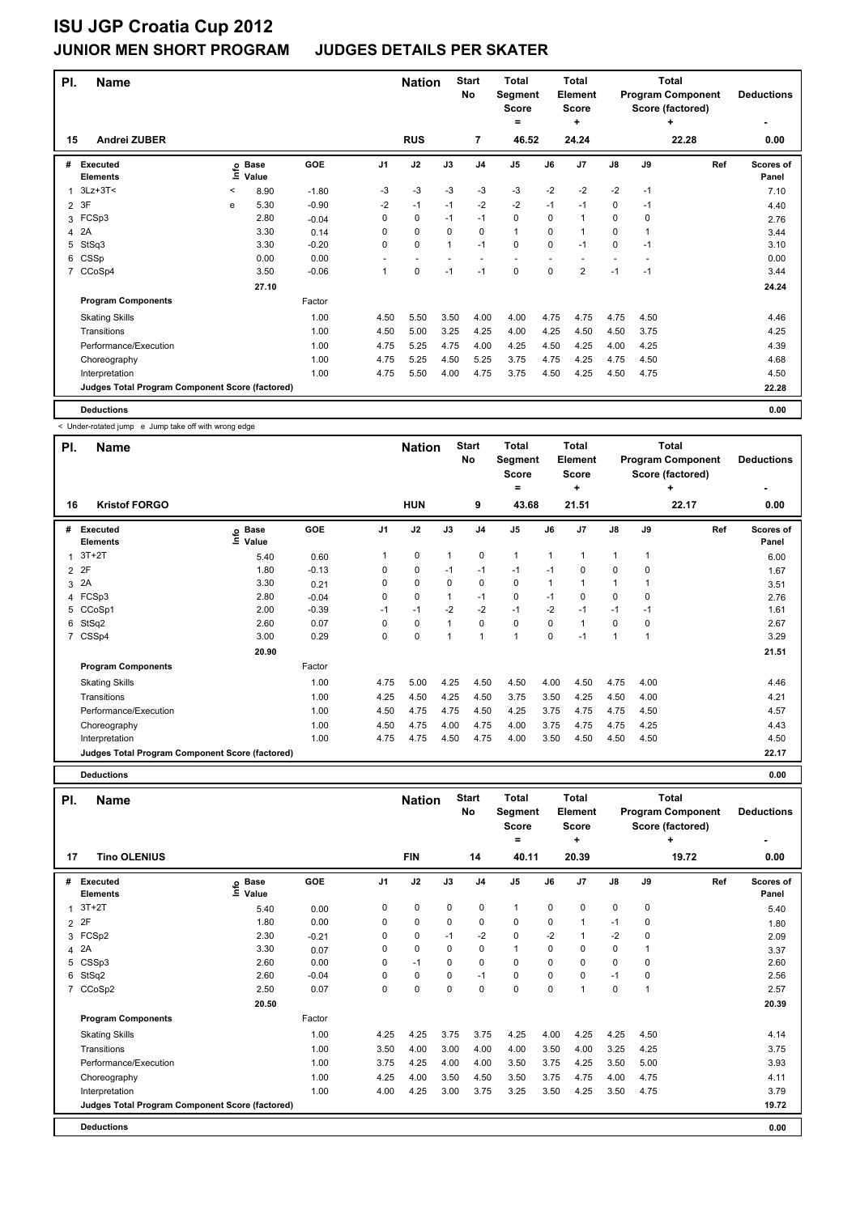# ISU JGP Croatia Cup 2012

## JUNIOR MEN SHORT PROGRAM JUDGES DETAILS PER SKATER

| Pl. | Name | Nation | Start No | Total Segment Score = | Total Element Score + | Total Program Component Score (factored) + | Deductions - |
|---|---|---|---|---|---|---|---|
| 15 | Andrei ZUBER | RUS | 7 | 46.52 | 24.24 | 22.28 | 0.00 |

| # | Executed Elements | Info | Base Value | GOE | J1 | J2 | J3 | J4 | J5 | J6 | J7 | J8 | J9 | Ref | Scores of Panel |
|---|---|---|---|---|---|---|---|---|---|---|---|---|---|---|---|
| 1 | 3Lz+3T< | < | 8.90 | -1.80 | -3 | -3 | -3 | -3 | -3 | -2 | -2 | -2 | -1 | | 7.10 |
| 2 | 3F | e | 5.30 | -0.90 | -2 | -1 | -1 | -2 | -2 | -1 | -1 | 0 | -1 | | 4.40 |
| 3 | FCSp3 | | 2.80 | -0.04 | 0 | 0 | -1 | -1 | 0 | 0 | 1 | 0 | 0 | | 2.76 |
| 4 | 2A | | 3.30 | 0.14 | 0 | 0 | 0 | 0 | 1 | 0 | 1 | 0 | 1 | | 3.44 |
| 5 | StSq3 | | 3.30 | -0.20 | 0 | 0 | 1 | -1 | 0 | 0 | -1 | 0 | -1 | | 3.10 |
| 6 | CSSp | | 0.00 | 0.00 | - | - | - | - | - | - | - | - | - | | 0.00 |
| 7 | CCoSp4 | | 3.50 | -0.06 | 1 | 0 | -1 | -1 | 0 | 0 | 2 | -1 | -1 | | 3.44 |
| | | | 27.10 | | | | | | | | | | | | 24.24 |

| Program Components | Factor | J1 | J2 | J3 | J4 | J5 | J6 | J7 | J8 | J9 | Scores of Panel |
|---|---|---|---|---|---|---|---|---|---|---|---|
| Skating Skills | 1.00 | 4.50 | 5.50 | 3.50 | 4.00 | 4.00 | 4.75 | 4.75 | 4.75 | 4.50 | 4.46 |
| Transitions | 1.00 | 4.50 | 5.00 | 3.25 | 4.25 | 4.00 | 4.25 | 4.50 | 4.50 | 3.75 | 4.25 |
| Performance/Execution | 1.00 | 4.75 | 5.25 | 4.75 | 4.00 | 4.25 | 4.50 | 4.25 | 4.00 | 4.25 | 4.39 |
| Choreography | 1.00 | 4.75 | 5.25 | 4.50 | 5.25 | 3.75 | 4.75 | 4.25 | 4.75 | 4.50 | 4.68 |
| Interpretation | 1.00 | 4.75 | 5.50 | 4.00 | 4.75 | 3.75 | 4.50 | 4.25 | 4.50 | 4.75 | 4.50 |
| Judges Total Program Component Score (factored) | | | | | | | | | | | 22.28 |

| Deductions | 0.00 |
|---|---|

< Under-rotated jump e Jump take off with wrong edge

| Pl. | Name | Nation | Start No | Total Segment Score = | Total Element Score + | Total Program Component Score (factored) + | Deductions - |
|---|---|---|---|---|---|---|---|
| 16 | Kristof FORGO | HUN | 9 | 43.68 | 21.51 | 22.17 | 0.00 |

| # | Executed Elements | Info | Base Value | GOE | J1 | J2 | J3 | J4 | J5 | J6 | J7 | J8 | J9 | Ref | Scores of Panel |
|---|---|---|---|---|---|---|---|---|---|---|---|---|---|---|---|
| 1 | 3T+2T | | 5.40 | 0.60 | 1 | 0 | 1 | 0 | 1 | 1 | 1 | 1 | 1 | | 6.00 |
| 2 | 2F | | 1.80 | -0.13 | 0 | 0 | -1 | -1 | -1 | -1 | 0 | 0 | 0 | | 1.67 |
| 3 | 2A | | 3.30 | 0.21 | 0 | 0 | 0 | 0 | 0 | 1 | 1 | 1 | 1 | | 3.51 |
| 4 | FCSp3 | | 2.80 | -0.04 | 0 | 0 | 1 | -1 | 0 | -1 | 0 | 0 | 0 | | 2.76 |
| 5 | CCoSp1 | | 2.00 | -0.39 | -1 | -1 | -2 | -2 | -1 | -2 | -1 | -1 | -1 | | 1.61 |
| 6 | StSq2 | | 2.60 | 0.07 | 0 | 0 | 1 | 0 | 0 | 0 | 1 | 0 | 0 | | 2.67 |
| 7 | CSSp4 | | 3.00 | 0.29 | 0 | 0 | 1 | 1 | 1 | 0 | -1 | 1 | 1 | | 3.29 |
| | | | 20.90 | | | | | | | | | | | | 21.51 |

| Program Components | Factor | J1 | J2 | J3 | J4 | J5 | J6 | J7 | J8 | J9 | Scores of Panel |
|---|---|---|---|---|---|---|---|---|---|---|---|
| Skating Skills | 1.00 | 4.75 | 5.00 | 4.25 | 4.50 | 4.50 | 4.00 | 4.50 | 4.75 | 4.00 | 4.46 |
| Transitions | 1.00 | 4.25 | 4.50 | 4.25 | 4.50 | 3.75 | 3.50 | 4.25 | 4.50 | 4.00 | 4.21 |
| Performance/Execution | 1.00 | 4.50 | 4.75 | 4.75 | 4.50 | 4.25 | 3.75 | 4.75 | 4.75 | 4.50 | 4.57 |
| Choreography | 1.00 | 4.50 | 4.75 | 4.00 | 4.75 | 4.00 | 3.75 | 4.75 | 4.75 | 4.25 | 4.43 |
| Interpretation | 1.00 | 4.75 | 4.75 | 4.50 | 4.75 | 4.00 | 3.50 | 4.50 | 4.50 | 4.50 | 4.50 |
| Judges Total Program Component Score (factored) | | | | | | | | | | | 22.17 |

| Deductions | 0.00 |
|---|---|

| Pl. | Name | Nation | Start No | Total Segment Score = | Total Element Score + | Total Program Component Score (factored) + | Deductions - |
|---|---|---|---|---|---|---|---|
| 17 | Tino OLENIUS | FIN | 14 | 40.11 | 20.39 | 19.72 | 0.00 |

| # | Executed Elements | Info | Base Value | GOE | J1 | J2 | J3 | J4 | J5 | J6 | J7 | J8 | J9 | Ref | Scores of Panel |
|---|---|---|---|---|---|---|---|---|---|---|---|---|---|---|---|
| 1 | 3T+2T | | 5.40 | 0.00 | 0 | 0 | 0 | 0 | 1 | 0 | 0 | 0 | 0 | | 5.40 |
| 2 | 2F | | 1.80 | 0.00 | 0 | 0 | 0 | 0 | 0 | 0 | 1 | -1 | 0 | | 1.80 |
| 3 | FCSp2 | | 2.30 | -0.21 | 0 | 0 | -1 | -2 | 0 | -2 | 1 | -2 | 0 | | 2.09 |
| 4 | 2A | | 3.30 | 0.07 | 0 | 0 | 0 | 0 | 1 | 0 | 0 | 0 | 1 | | 3.37 |
| 5 | CSSp3 | | 2.60 | 0.00 | 0 | -1 | 0 | 0 | 0 | 0 | 0 | 0 | 0 | | 2.60 |
| 6 | StSq2 | | 2.60 | -0.04 | 0 | 0 | 0 | -1 | 0 | 0 | 0 | -1 | 0 | | 2.56 |
| 7 | CCoSp2 | | 2.50 | 0.07 | 0 | 0 | 0 | 0 | 0 | 0 | 1 | 0 | 1 | | 2.57 |
| | | | 20.50 | | | | | | | | | | | | 20.39 |

| Program Components | Factor | J1 | J2 | J3 | J4 | J5 | J6 | J7 | J8 | J9 | Scores of Panel |
|---|---|---|---|---|---|---|---|---|---|---|---|
| Skating Skills | 1.00 | 4.25 | 4.25 | 3.75 | 3.75 | 4.25 | 4.00 | 4.25 | 4.25 | 4.50 | 4.14 |
| Transitions | 1.00 | 3.50 | 4.00 | 3.00 | 4.00 | 4.00 | 3.50 | 4.00 | 3.25 | 4.25 | 3.75 |
| Performance/Execution | 1.00 | 3.75 | 4.25 | 4.00 | 4.00 | 3.50 | 3.75 | 4.25 | 3.50 | 5.00 | 3.93 |
| Choreography | 1.00 | 4.25 | 4.00 | 3.50 | 4.50 | 3.50 | 3.75 | 4.75 | 4.00 | 4.75 | 4.11 |
| Interpretation | 1.00 | 4.00 | 4.25 | 3.00 | 3.75 | 3.25 | 3.50 | 4.25 | 3.50 | 4.75 | 3.79 |
| Judges Total Program Component Score (factored) | | | | | | | | | | | 19.72 |

| Deductions | 0.00 |
|---|---|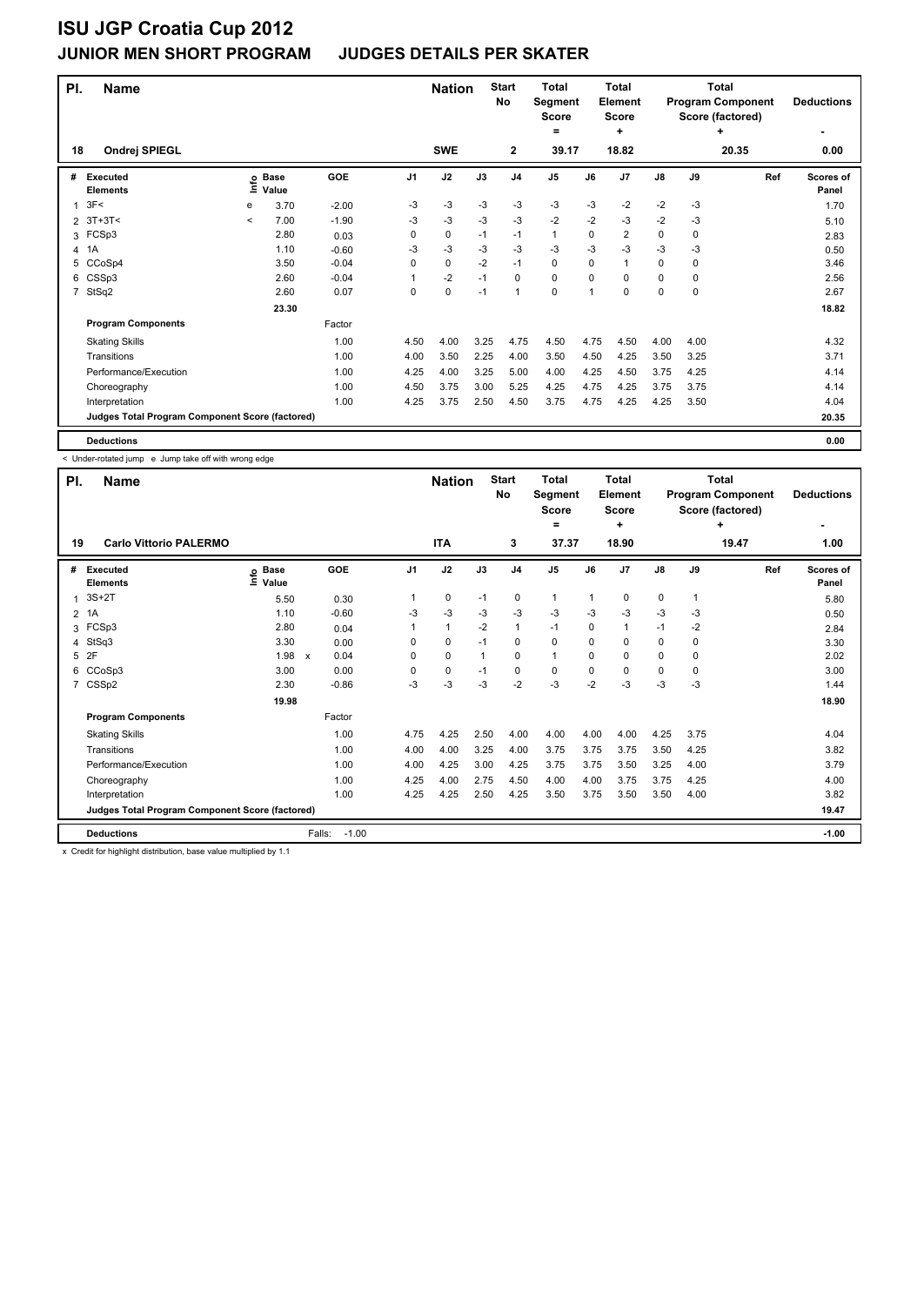# ISU JGP Croatia Cup 2012

## JUNIOR MEN SHORT PROGRAM JUDGES DETAILS PER SKATER

| Pl. | Name | Nation | Start No | Total Segment Score = | Total Element Score + | Total Program Component Score (factored) + | Deductions - |
|---|---|---|---|---|---|---|---|
| 18 | Ondrej SPIEGL | SWE | 2 | 39.17 | 18.82 | 20.35 | 0.00 |

| # | Executed Elements | Info | Base Value | GOE | J1 | J2 | J3 | J4 | J5 | J6 | J7 | J8 | J9 | Ref | Scores of Panel |
|---|---|---|---|---|---|---|---|---|---|---|---|---|---|---|---|
| 1 | 3F< | e | 3.70 | -2.00 | -3 | -3 | -3 | -3 | -3 | -3 | -2 | -2 | -3 | | 1.70 |
| 2 | 3T+3T< | < | 7.00 | -1.90 | -3 | -3 | -3 | -3 | -2 | -2 | -3 | -2 | -3 | | 5.10 |
| 3 | FCSp3 | | 2.80 | 0.03 | 0 | 0 | -1 | -1 | 1 | 0 | 2 | 0 | 0 | | 2.83 |
| 4 | 1A | | 1.10 | -0.60 | -3 | -3 | -3 | -3 | -3 | -3 | -3 | -3 | -3 | | 0.50 |
| 5 | CCoSp4 | | 3.50 | -0.04 | 0 | 0 | -2 | -1 | 0 | 0 | 1 | 0 | 0 | | 3.46 |
| 6 | CSSp3 | | 2.60 | -0.04 | 1 | -2 | -1 | 0 | 0 | 0 | 0 | 0 | 0 | | 2.56 |
| 7 | StSq2 | | 2.60 | 0.07 | 0 | 0 | -1 | 1 | 0 | 1 | 0 | 0 | 0 | | 2.67 |
| | | | 23.30 | | | | | | | | | | | | 18.82 |
| | **Program Components** | | | Factor | | | | | | | | | | | |
| | Skating Skills | | | 1.00 | 4.50 | 4.00 | 3.25 | 4.75 | 4.50 | 4.75 | 4.50 | 4.00 | 4.00 | | 4.32 |
| | Transitions | | | 1.00 | 4.00 | 3.50 | 2.25 | 4.00 | 3.50 | 4.50 | 4.25 | 3.50 | 3.25 | | 3.71 |
| | Performance/Execution | | | 1.00 | 4.25 | 4.00 | 3.25 | 5.00 | 4.00 | 4.25 | 4.50 | 3.75 | 4.25 | | 4.14 |
| | Choreography | | | 1.00 | 4.50 | 3.75 | 3.00 | 5.25 | 4.25 | 4.75 | 4.25 | 3.75 | 3.75 | | 4.14 |
| | Interpretation | | | 1.00 | 4.25 | 3.75 | 2.50 | 4.50 | 3.75 | 4.75 | 4.25 | 4.25 | 3.50 | | 4.04 |
| | **Judges Total Program Component Score (factored)** | | | | | | | | | | | | | | 20.35 |
| | **Deductions** | | | | | | | | | | | | | | 0.00 |

< Under-rotated jump e Jump take off with wrong edge

| Pl. | Name | Nation | Start No | Total Segment Score = | Total Element Score + | Total Program Component Score (factored) + | Deductions - |
|---|---|---|---|---|---|---|---|
| 19 | Carlo Vittorio PALERMO | ITA | 3 | 37.37 | 18.90 | 19.47 | 1.00 |

| # | Executed Elements | Info | Base Value | GOE | J1 | J2 | J3 | J4 | J5 | J6 | J7 | J8 | J9 | Ref | Scores of Panel |
|---|---|---|---|---|---|---|---|---|---|---|---|---|---|---|---|
| 1 | 3S+2T | | 5.50 | 0.30 | 1 | 0 | -1 | 0 | 1 | 1 | 0 | 0 | 1 | | 5.80 |
| 2 | 1A | | 1.10 | -0.60 | -3 | -3 | -3 | -3 | -3 | -3 | -3 | -3 | -3 | | 0.50 |
| 3 | FCSp3 | | 2.80 | 0.04 | 1 | 1 | -2 | 1 | -1 | 0 | 1 | -1 | -2 | | 2.84 |
| 4 | StSq3 | | 3.30 | 0.00 | 0 | 0 | -1 | 0 | 0 | 0 | 0 | 0 | 0 | | 3.30 |
| 5 | 2F | | 1.98 x | 0.04 | 0 | 0 | 1 | 0 | 1 | 0 | 0 | 0 | 0 | | 2.02 |
| 6 | CCoSp3 | | 3.00 | 0.00 | 0 | 0 | -1 | 0 | 0 | 0 | 0 | 0 | 0 | | 3.00 |
| 7 | CSSp2 | | 2.30 | -0.86 | -3 | -3 | -3 | -2 | -3 | -2 | -3 | -3 | -3 | | 1.44 |
| | | | 19.98 | | | | | | | | | | | | 18.90 |
| | **Program Components** | | | Factor | | | | | | | | | | | |
| | Skating Skills | | | 1.00 | 4.75 | 4.25 | 2.50 | 4.00 | 4.00 | 4.00 | 4.00 | 4.25 | 3.75 | | 4.04 |
| | Transitions | | | 1.00 | 4.00 | 4.00 | 3.25 | 4.00 | 3.75 | 3.75 | 3.75 | 3.50 | 4.25 | | 3.82 |
| | Performance/Execution | | | 1.00 | 4.00 | 4.25 | 3.00 | 4.25 | 3.75 | 3.75 | 3.50 | 3.25 | 4.00 | | 3.79 |
| | Choreography | | | 1.00 | 4.25 | 4.00 | 2.75 | 4.50 | 4.00 | 4.00 | 3.75 | 3.75 | 4.25 | | 4.00 |
| | Interpretation | | | 1.00 | 4.25 | 4.25 | 2.50 | 4.25 | 3.50 | 3.75 | 3.50 | 3.50 | 4.00 | | 3.82 |
| | **Judges Total Program Component Score (factored)** | | | | | | | | | | | | | | 19.47 |
| | **Deductions** | | | Falls: -1.00 | | | | | | | | | | | -1.00 |

x Credit for highlight distribution, base value multiplied by 1.1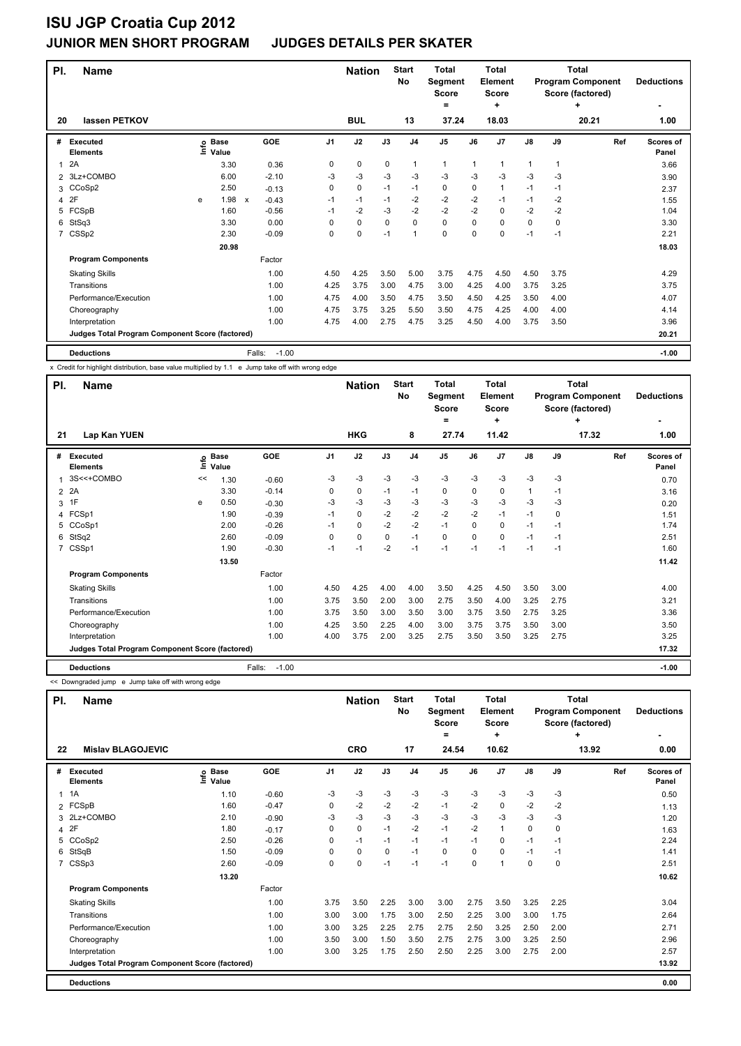# ISU JGP Croatia Cup 2012

## JUNIOR MEN SHORT PROGRAM JUDGES DETAILS PER SKATER

| Pl. | Name | Nation | Start No | Total Segment Score = | Total Element Score + | Total Program Component Score (factored) + | Deductions - |
|---|---|---|---|---|---|---|---|
| 20 | Iassen PETKOV | BUL | 13 | 37.24 | 18.03 | 20.21 | 1.00 |

| # | Executed Elements | Info | Base Value | | GOE | J1 | J2 | J3 | J4 | J5 | J6 | J7 | J8 | J9 | Ref | Scores of Panel |
|---|---|---|---|---|---|---|---|---|---|---|---|---|---|---|---|---|
| 1 | 2A | | 3.30 | | 0.36 | 0 | 0 | 0 | 1 | 1 | 1 | 1 | 1 | 1 | | 3.66 |
| 2 | 3Lz+COMBO | | 6.00 | | -2.10 | -3 | -3 | -3 | -3 | -3 | -3 | -3 | -3 | -3 | | 3.90 |
| 3 | CCoSp2 | | 2.50 | | -0.13 | 0 | 0 | -1 | -1 | 0 | 0 | 1 | -1 | -1 | | 2.37 |
| 4 | 2F | e | 1.98 | x | -0.43 | -1 | -1 | -1 | -2 | -2 | -2 | -1 | -1 | -2 | | 1.55 |
| 5 | FCSpB | | 1.60 | | -0.56 | -1 | -2 | -3 | -2 | -2 | -2 | 0 | -2 | -2 | | 1.04 |
| 6 | StSq3 | | 3.30 | | 0.00 | 0 | 0 | 0 | 0 | 0 | 0 | 0 | 0 | 0 | | 3.30 |
| 7 | CSSp2 | | 2.30 | | -0.09 | 0 | 0 | -1 | 1 | 0 | 0 | 0 | -1 | -1 | | 2.21 |
| | | | 20.98 | | | | | | | | | | | | | 18.03 |
| | **Program Components** | | | | Factor | | | | | | | | | | | |
| | Skating Skills | | | | 1.00 | 4.50 | 4.25 | 3.50 | 5.00 | 3.75 | 4.75 | 4.50 | 4.50 | 3.75 | | 4.29 |
| | Transitions | | | | 1.00 | 4.25 | 3.75 | 3.00 | 4.75 | 3.00 | 4.25 | 4.00 | 3.75 | 3.25 | | 3.75 |
| | Performance/Execution | | | | 1.00 | 4.75 | 4.00 | 3.50 | 4.75 | 3.50 | 4.50 | 4.25 | 3.50 | 4.00 | | 4.07 |
| | Choreography | | | | 1.00 | 4.75 | 3.75 | 3.25 | 5.50 | 3.50 | 4.75 | 4.25 | 4.00 | 4.00 | | 4.14 |
| | Interpretation | | | | 1.00 | 4.75 | 4.00 | 2.75 | 4.75 | 3.25 | 4.50 | 4.00 | 3.75 | 3.50 | | 3.96 |
| | **Judges Total Program Component Score (factored)** | | | | | | | | | | | | | | | 20.21 |
| | **Deductions** | | | | Falls: -1.00 | | | | | | | | | | | -1.00 |

x Credit for highlight distribution, base value multiplied by 1.1 e Jump take off with wrong edge

| Pl. | Name | Nation | Start No | Total Segment Score = | Total Element Score + | Total Program Component Score (factored) + | Deductions - |
|---|---|---|---|---|---|---|---|
| 21 | Lap Kan YUEN | HKG | 8 | 27.74 | 11.42 | 17.32 | 1.00 |

| # | Executed Elements | Info | Base Value | GOE | J1 | J2 | J3 | J4 | J5 | J6 | J7 | J8 | J9 | Ref | Scores of Panel |
|---|---|---|---|---|---|---|---|---|---|---|---|---|---|---|---|
| 1 | 3S<<+COMBO | << | 1.30 | -0.60 | -3 | -3 | -3 | -3 | -3 | -3 | -3 | -3 | -3 | | 0.70 |
| 2 | 2A | | 3.30 | -0.14 | 0 | 0 | -1 | -1 | 0 | 0 | 0 | 1 | -1 | | 3.16 |
| 3 | 1F | e | 0.50 | -0.30 | -3 | -3 | -3 | -3 | -3 | -3 | -3 | -3 | -3 | | 0.20 |
| 4 | FCSp1 | | 1.90 | -0.39 | -1 | 0 | -2 | -2 | -2 | -2 | -1 | -1 | 0 | | 1.51 |
| 5 | CCoSp1 | | 2.00 | -0.26 | -1 | 0 | -2 | -2 | -1 | 0 | 0 | -1 | -1 | | 1.74 |
| 6 | StSq2 | | 2.60 | -0.09 | 0 | 0 | 0 | -1 | 0 | 0 | 0 | -1 | -1 | | 2.51 |
| 7 | CSSp1 | | 1.90 | -0.30 | -1 | -1 | -2 | -1 | -1 | -1 | -1 | -1 | -1 | | 1.60 |
| | | | 13.50 | | | | | | | | | | | | 11.42 |
| | **Program Components** | | | Factor | | | | | | | | | | | |
| | Skating Skills | | | 1.00 | 4.50 | 4.25 | 4.00 | 4.00 | 3.50 | 4.25 | 4.50 | 3.50 | 3.00 | | 4.00 |
| | Transitions | | | 1.00 | 3.75 | 3.50 | 2.00 | 3.00 | 2.75 | 3.50 | 4.00 | 3.25 | 2.75 | | 3.21 |
| | Performance/Execution | | | 1.00 | 3.75 | 3.50 | 3.00 | 3.50 | 3.00 | 3.75 | 3.50 | 2.75 | 3.25 | | 3.36 |
| | Choreography | | | 1.00 | 4.25 | 3.50 | 2.25 | 4.00 | 3.00 | 3.75 | 3.75 | 3.50 | 3.00 | | 3.50 |
| | Interpretation | | | 1.00 | 4.00 | 3.75 | 2.00 | 3.25 | 2.75 | 3.50 | 3.50 | 3.25 | 2.75 | | 3.25 |
| | **Judges Total Program Component Score (factored)** | | | | | | | | | | | | | | 17.32 |
| | **Deductions** | | | Falls: -1.00 | | | | | | | | | | | -1.00 |

<< Downgraded jump e Jump take off with wrong edge

| Pl. | Name | Nation | Start No | Total Segment Score = | Total Element Score + | Total Program Component Score (factored) + | Deductions - |
|---|---|---|---|---|---|---|---|
| 22 | Mislav BLAGOJEVIC | CRO | 17 | 24.54 | 10.62 | 13.92 | 0.00 |

| # | Executed Elements | Info | Base Value | GOE | J1 | J2 | J3 | J4 | J5 | J6 | J7 | J8 | J9 | Ref | Scores of Panel |
|---|---|---|---|---|---|---|---|---|---|---|---|---|---|---|---|
| 1 | 1A | | 1.10 | -0.60 | -3 | -3 | -3 | -3 | -3 | -3 | -3 | -3 | -3 | | 0.50 |
| 2 | FCSpB | | 1.60 | -0.47 | 0 | -2 | -2 | -2 | -1 | -2 | 0 | -2 | -2 | | 1.13 |
| 3 | 2Lz+COMBO | | 2.10 | -0.90 | -3 | -3 | -3 | -3 | -3 | -3 | -3 | -3 | -3 | | 1.20 |
| 4 | 2F | | 1.80 | -0.17 | 0 | 0 | -1 | -2 | -1 | -2 | 1 | 0 | 0 | | 1.63 |
| 5 | CCoSp2 | | 2.50 | -0.26 | 0 | -1 | -1 | -1 | -1 | -1 | 0 | -1 | -1 | | 2.24 |
| 6 | StSqB | | 1.50 | -0.09 | 0 | 0 | 0 | -1 | 0 | 0 | 0 | -1 | -1 | | 1.41 |
| 7 | CSSp3 | | 2.60 | -0.09 | 0 | 0 | -1 | -1 | -1 | 0 | 1 | 0 | 0 | | 2.51 |
| | | | 13.20 | | | | | | | | | | | | 10.62 |
| | **Program Components** | | | Factor | | | | | | | | | | | |
| | Skating Skills | | | 1.00 | 3.75 | 3.50 | 2.25 | 3.00 | 3.00 | 2.75 | 3.50 | 3.25 | 2.25 | | 3.04 |
| | Transitions | | | 1.00 | 3.00 | 3.00 | 1.75 | 3.00 | 2.50 | 2.25 | 3.00 | 3.00 | 1.75 | | 2.64 |
| | Performance/Execution | | | 1.00 | 3.00 | 3.25 | 2.25 | 2.75 | 2.75 | 2.50 | 3.25 | 2.50 | 2.00 | | 2.71 |
| | Choreography | | | 1.00 | 3.50 | 3.00 | 1.50 | 3.50 | 2.75 | 2.75 | 3.00 | 3.25 | 2.50 | | 2.96 |
| | Interpretation | | | 1.00 | 3.00 | 3.25 | 1.75 | 2.50 | 2.50 | 2.25 | 3.00 | 2.75 | 2.00 | | 2.57 |
| | **Judges Total Program Component Score (factored)** | | | | | | | | | | | | | | 13.92 |
| | **Deductions** | | | | | | | | | | | | | | 0.00 |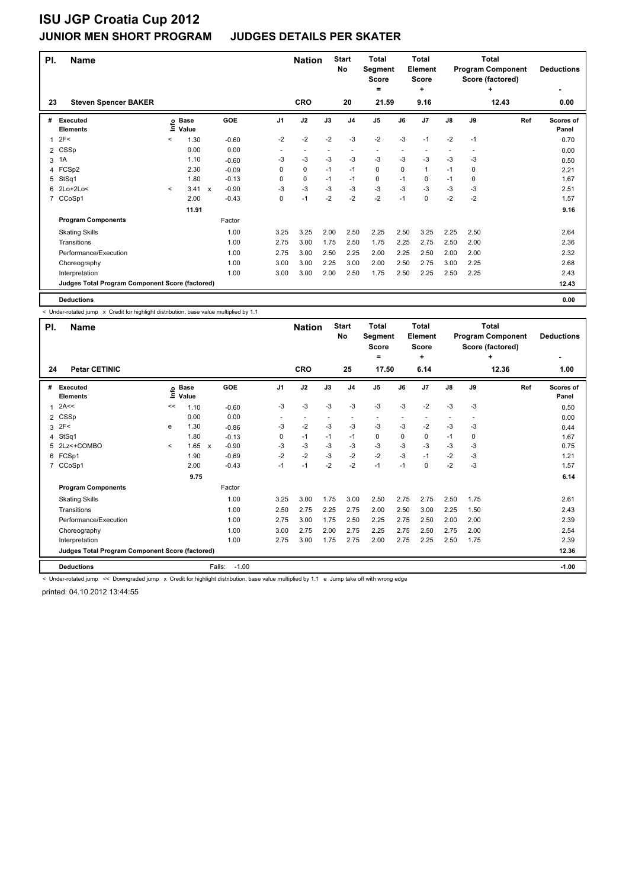# ISU JGP Croatia Cup 2012

## JUNIOR MEN SHORT PROGRAM JUDGES DETAILS PER SKATER

| Pl. | Name | Nation | Start No | Total Segment Score = | Total Element Score + | Total Program Component Score (factored) + | Deductions - |
|---|---|---|---|---|---|---|---|
| 23 | Steven Spencer BAKER | CRO | 20 | 21.59 | 9.16 | 12.43 | 0.00 |

| # | Executed Elements | Info | Base Value | | GOE | J1 | J2 | J3 | J4 | J5 | J6 | J7 | J8 | J9 | Ref | Scores of Panel |
|---|---|---|---|---|---|---|---|---|---|---|---|---|---|---|---|---|
| 1 | 2F< | < | 1.30 | | -0.60 | -2 | -2 | -2 | -3 | -2 | -3 | -1 | -2 | -1 | | 0.70 |
| 2 | CSSp | | 0.00 | | 0.00 | - | - | - | - | - | - | - | - | - | | 0.00 |
| 3 | 1A | | 1.10 | | -0.60 | -3 | -3 | -3 | -3 | -3 | -3 | -3 | -3 | -3 | | 0.50 |
| 4 | FCSp2 | | 2.30 | | -0.09 | 0 | 0 | -1 | -1 | 0 | 0 | 1 | -1 | 0 | | 2.21 |
| 5 | StSq1 | | 1.80 | | -0.13 | 0 | 0 | -1 | -1 | 0 | -1 | 0 | -1 | 0 | | 1.67 |
| 6 | 2Lo+2Lo< | < | 3.41 | x | -0.90 | -3 | -3 | -3 | -3 | -3 | -3 | -3 | -3 | -3 | | 2.51 |
| 7 | CCoSp1 | | 2.00 | | -0.43 | 0 | -1 | -2 | -2 | -2 | -1 | 0 | -2 | -2 | | 1.57 |
| | | | 11.91 | | | | | | | | | | | | | 9.16 |
| | **Program Components** | | | | Factor | | | | | | | | | | | |
| | Skating Skills | | | | 1.00 | 3.25 | 3.25 | 2.00 | 2.50 | 2.25 | 2.50 | 3.25 | 2.25 | 2.50 | | 2.64 |
| | Transitions | | | | 1.00 | 2.75 | 3.00 | 1.75 | 2.50 | 1.75 | 2.25 | 2.75 | 2.50 | 2.00 | | 2.36 |
| | Performance/Execution | | | | 1.00 | 2.75 | 3.00 | 2.50 | 2.25 | 2.00 | 2.25 | 2.50 | 2.00 | 2.00 | | 2.32 |
| | Choreography | | | | 1.00 | 3.00 | 3.00 | 2.25 | 3.00 | 2.00 | 2.50 | 2.75 | 3.00 | 2.25 | | 2.68 |
| | Interpretation | | | | 1.00 | 3.00 | 3.00 | 2.00 | 2.50 | 1.75 | 2.50 | 2.25 | 2.50 | 2.25 | | 2.43 |
| | **Judges Total Program Component Score (factored)** | | | | | | | | | | | | | | | 12.43 |
| | **Deductions** | | | | | | | | | | | | | | | 0.00 |

< Under-rotated jump x Credit for highlight distribution, base value multiplied by 1.1

| Pl. | Name | Nation | Start No | Total Segment Score = | Total Element Score + | Total Program Component Score (factored) + | Deductions - |
|---|---|---|---|---|---|---|---|
| 24 | Petar CETINIC | CRO | 25 | 17.50 | 6.14 | 12.36 | 1.00 |

| # | Executed Elements | Info | Base Value | | GOE | J1 | J2 | J3 | J4 | J5 | J6 | J7 | J8 | J9 | Ref | Scores of Panel |
|---|---|---|---|---|---|---|---|---|---|---|---|---|---|---|---|---|
| 1 | 2A<< | << | 1.10 | | -0.60 | -3 | -3 | -3 | -3 | -3 | -3 | -2 | -3 | -3 | | 0.50 |
| 2 | CSSp | | 0.00 | | 0.00 | - | - | - | - | - | - | - | - | - | | 0.00 |
| 3 | 2F< | e | 1.30 | | -0.86 | -3 | -2 | -3 | -3 | -3 | -3 | -2 | -3 | -3 | | 0.44 |
| 4 | StSq1 | | 1.80 | | -0.13 | 0 | -1 | -1 | -1 | 0 | 0 | 0 | -1 | 0 | | 1.67 |
| 5 | 2Lz<+COMBO | < | 1.65 | x | -0.90 | -3 | -3 | -3 | -3 | -3 | -3 | -3 | -3 | -3 | | 0.75 |
| 6 | FCSp1 | | 1.90 | | -0.69 | -2 | -2 | -3 | -2 | -2 | -3 | -1 | -2 | -3 | | 1.21 |
| 7 | CCoSp1 | | 2.00 | | -0.43 | -1 | -1 | -2 | -2 | -1 | -1 | 0 | -2 | -3 | | 1.57 |
| | | | 9.75 | | | | | | | | | | | | | 6.14 |
| | **Program Components** | | | | Factor | | | | | | | | | | | |
| | Skating Skills | | | | 1.00 | 3.25 | 3.00 | 1.75 | 3.00 | 2.50 | 2.75 | 2.75 | 2.50 | 1.75 | | 2.61 |
| | Transitions | | | | 1.00 | 2.50 | 2.75 | 2.25 | 2.75 | 2.00 | 2.50 | 3.00 | 2.25 | 1.50 | | 2.43 |
| | Performance/Execution | | | | 1.00 | 2.75 | 3.00 | 1.75 | 2.50 | 2.25 | 2.75 | 2.50 | 2.00 | 2.00 | | 2.39 |
| | Choreography | | | | 1.00 | 3.00 | 2.75 | 2.00 | 2.75 | 2.25 | 2.75 | 2.50 | 2.75 | 2.00 | | 2.54 |
| | Interpretation | | | | 1.00 | 2.75 | 3.00 | 1.75 | 2.75 | 2.00 | 2.75 | 2.25 | 2.50 | 1.75 | | 2.39 |
| | **Judges Total Program Component Score (factored)** | | | | | | | | | | | | | | | 12.36 |
| | **Deductions** | | | | Falls: -1.00 | | | | | | | | | | | -1.00 |

< Under-rotated jump << Downgraded jump x Credit for highlight distribution, base value multiplied by 1.1 e Jump take off with wrong edge

printed: 04.10.2012 13:44:55